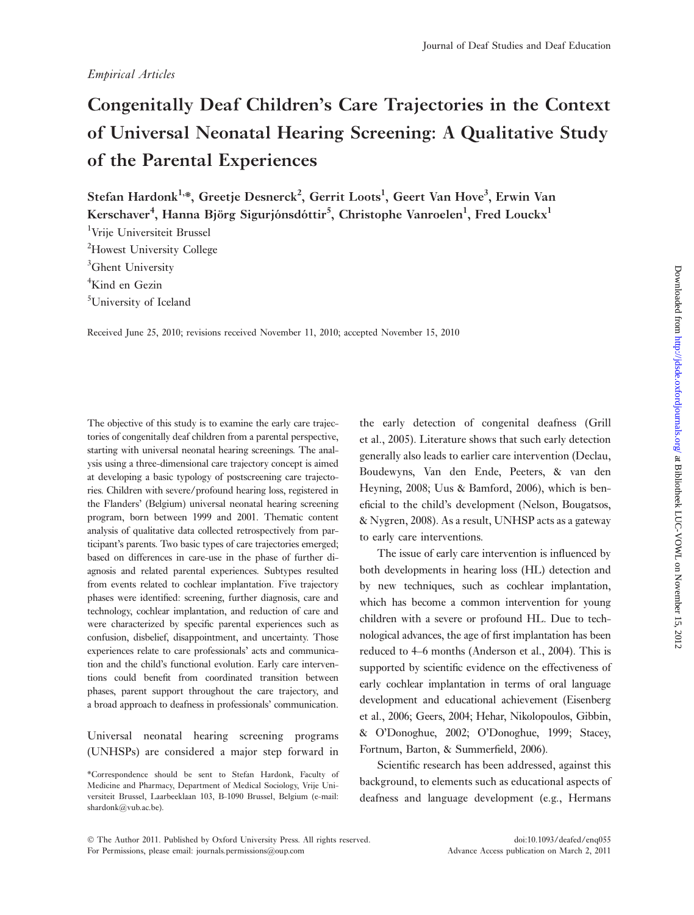*Empirical Articles*

# Congenitally Deaf Children's Care Trajectories in the Context of Universal Neonatal Hearing Screening: A Qualitative Study of the Parental Experiences

**Stefan Hardonk[1,*], Greetje Desnerck[2], Gerrit Loots[1], Geert Van Hove[3], Erwin Van Kerschaver[4], Hanna Björg Sigurjónsdóttir[5], Christophe Vanroelen[1], Fred Louckx[1]**

[1]Vrije Universiteit Brussel
[2]Howest University College
[3]Ghent University
[4]Kind en Gezin
[5]University of Iceland

Received June 25, 2010; revisions received November 11, 2010; accepted November 15, 2010

The objective of this study is to examine the early care trajectories of congenitally deaf children from a parental perspective, starting with universal neonatal hearing screenings. The analysis using a three-dimensional care trajectory concept is aimed at developing a basic typology of postscreening care trajectories. Children with severe/profound hearing loss, registered in the Flanders' (Belgium) universal neonatal hearing screening program, born between 1999 and 2001. Thematic content analysis of qualitative data collected retrospectively from participant's parents. Two basic types of care trajectories emerged; based on differences in care-use in the phase of further diagnosis and related parental experiences. Subtypes resulted from events related to cochlear implantation. Five trajectory phases were identified: screening, further diagnosis, care and technology, cochlear implantation, and reduction of care and were characterized by specific parental experiences such as confusion, disbelief, disappointment, and uncertainty. Those experiences relate to care professionals' acts and communication and the child's functional evolution. Early care interventions could benefit from coordinated transition between phases, parent support throughout the care trajectory, and a broad approach to deafness in professionals' communication.

Universal neonatal hearing screening programs (UNHSPs) are considered a major step forward in the early detection of congenital deafness (Grill et al., 2005). Literature shows that such early detection generally also leads to earlier care intervention (Declau, Boudewyns, Van den Ende, Peeters, & van den Heyning, 2008; Uus & Bamford, 2006), which is beneficial to the child's development (Nelson, Bougatsos, & Nygren, 2008). As a result, UNHSP acts as a gateway to early care interventions.

The issue of early care intervention is influenced by both developments in hearing loss (HL) detection and by new techniques, such as cochlear implantation, which has become a common intervention for young children with a severe or profound HL. Due to technological advances, the age of first implantation has been reduced to 4–6 months (Anderson et al., 2004). This is supported by scientific evidence on the effectiveness of early cochlear implantation in terms of oral language development and educational achievement (Eisenberg et al., 2006; Geers, 2004; Hehar, Nikolopoulos, Gibbin, & O'Donoghue, 2002; O'Donoghue, 1999; Stacey, Fortnum, Barton, & Summerfield, 2006).

Scientific research has been addressed, against this background, to elements such as educational aspects of deafness and language development (e.g., Hermans

*Correspondence should be sent to Stefan Hardonk, Faculty of Medicine and Pharmacy, Department of Medical Sociology, Vrije Universiteit Brussel, Laarbeeklaan 103, B-1090 Brussel, Belgium (e-mail: shardonk@vub.ac.be).

© The Author 2011. Published by Oxford University Press. All rights reserved. For Permissions, please email: journals.permissions@oup.com

doi:10.1093/deafed/enq055
Advance Access publication on March 2, 2011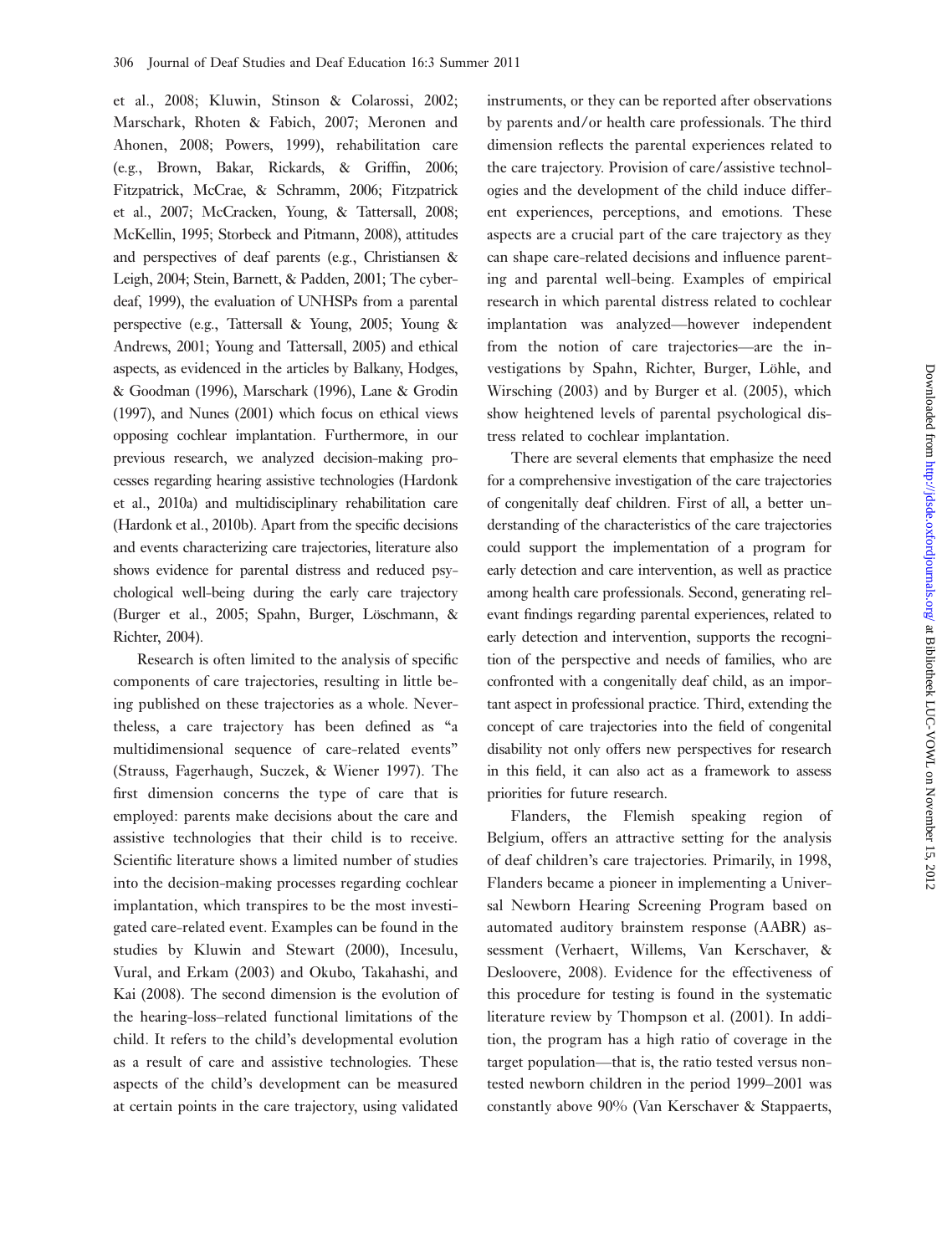et al., 2008; Kluwin, Stinson & Colarossi, 2002; Marschark, Rhoten & Fabich, 2007; Meronen and Ahonen, 2008; Powers, 1999), rehabilitation care (e.g., Brown, Bakar, Rickards, & Griffin, 2006; Fitzpatrick, McCrae, & Schramm, 2006; Fitzpatrick et al., 2007; McCracken, Young, & Tattersall, 2008; McKellin, 1995; Storbeck and Pitmann, 2008), attitudes and perspectives of deaf parents (e.g., Christiansen & Leigh, 2004; Stein, Barnett, & Padden, 2001; The cyberdeaf, 1999), the evaluation of UNHSPs from a parental perspective (e.g., Tattersall & Young, 2005; Young & Andrews, 2001; Young and Tattersall, 2005) and ethical aspects, as evidenced in the articles by Balkany, Hodges, & Goodman (1996), Marschark (1996), Lane & Grodin (1997), and Nunes (2001) which focus on ethical views opposing cochlear implantation. Furthermore, in our previous research, we analyzed decision-making processes regarding hearing assistive technologies (Hardonk et al., 2010a) and multidisciplinary rehabilitation care (Hardonk et al., 2010b). Apart from the specific decisions and events characterizing care trajectories, literature also shows evidence for parental distress and reduced psychological well-being during the early care trajectory (Burger et al., 2005; Spahn, Burger, Löschmann, & Richter, 2004).

Research is often limited to the analysis of specific components of care trajectories, resulting in little being published on these trajectories as a whole. Nevertheless, a care trajectory has been defined as "a multidimensional sequence of care-related events" (Strauss, Fagerhaugh, Suczek, & Wiener 1997). The first dimension concerns the type of care that is employed: parents make decisions about the care and assistive technologies that their child is to receive. Scientific literature shows a limited number of studies into the decision-making processes regarding cochlear implantation, which transpires to be the most investigated care-related event. Examples can be found in the studies by Kluwin and Stewart (2000), Incesulu, Vural, and Erkam (2003) and Okubo, Takahashi, and Kai (2008). The second dimension is the evolution of the hearing-loss–related functional limitations of the child. It refers to the child's developmental evolution as a result of care and assistive technologies. These aspects of the child's development can be measured at certain points in the care trajectory, using validated instruments, or they can be reported after observations by parents and/or health care professionals. The third dimension reflects the parental experiences related to the care trajectory. Provision of care/assistive technologies and the development of the child induce different experiences, perceptions, and emotions. These aspects are a crucial part of the care trajectory as they can shape care-related decisions and influence parenting and parental well-being. Examples of empirical research in which parental distress related to cochlear implantation was analyzed—however independent from the notion of care trajectories—are the investigations by Spahn, Richter, Burger, Löhle, and Wirsching (2003) and by Burger et al. (2005), which show heightened levels of parental psychological distress related to cochlear implantation.

There are several elements that emphasize the need for a comprehensive investigation of the care trajectories of congenitally deaf children. First of all, a better understanding of the characteristics of the care trajectories could support the implementation of a program for early detection and care intervention, as well as practice among health care professionals. Second, generating relevant findings regarding parental experiences, related to early detection and intervention, supports the recognition of the perspective and needs of families, who are confronted with a congenitally deaf child, as an important aspect in professional practice. Third, extending the concept of care trajectories into the field of congenital disability not only offers new perspectives for research in this field, it can also act as a framework to assess priorities for future research.

Flanders, the Flemish speaking region of Belgium, offers an attractive setting for the analysis of deaf children's care trajectories. Primarily, in 1998, Flanders became a pioneer in implementing a Universal Newborn Hearing Screening Program based on automated auditory brainstem response (AABR) assessment (Verhaert, Willems, Van Kerschaver, & Desloovere, 2008). Evidence for the effectiveness of this procedure for testing is found in the systematic literature review by Thompson et al. (2001). In addition, the program has a high ratio of coverage in the target population—that is, the ratio tested versus non-tested newborn children in the period 1999–2001 was constantly above 90% (Van Kerschaver & Stappaerts,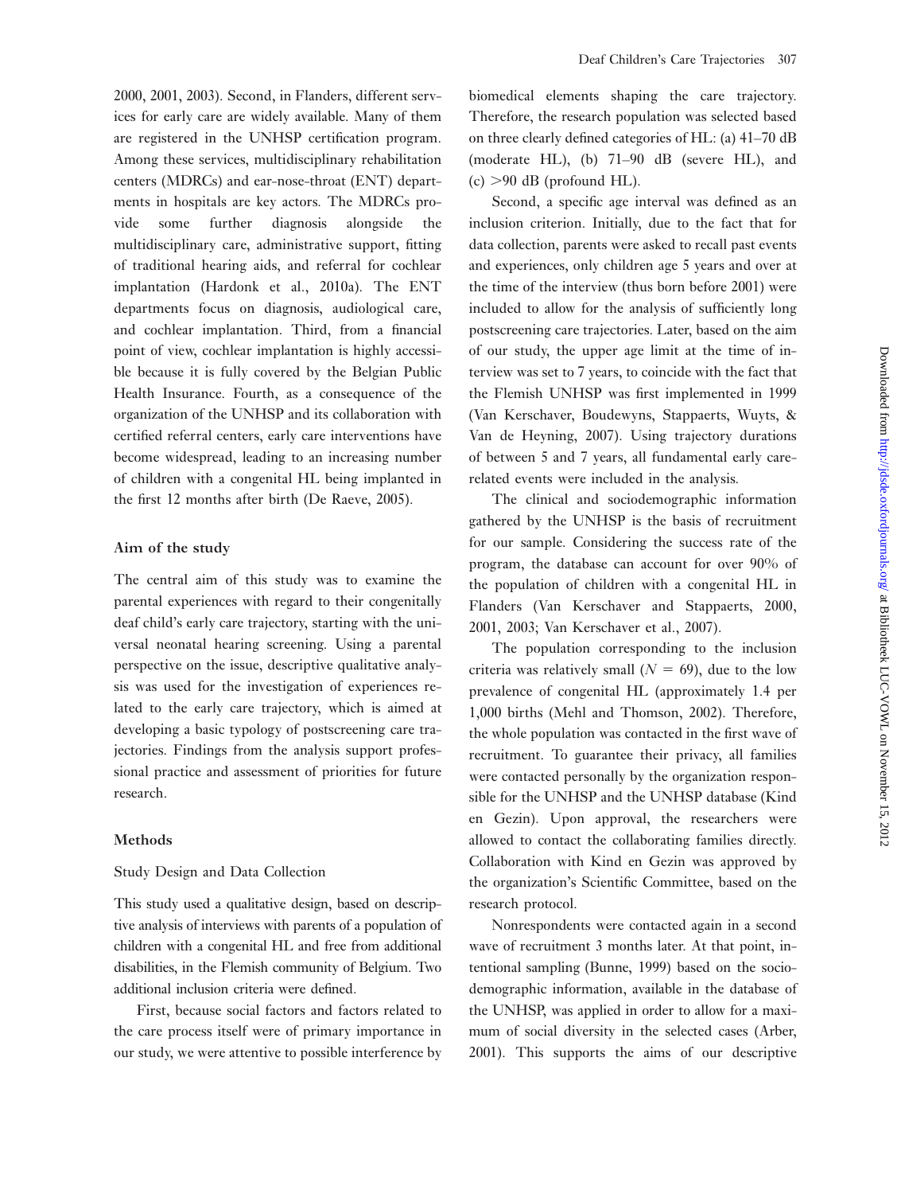2000, 2001, 2003). Second, in Flanders, different services for early care are widely available. Many of them are registered in the UNHSP certification program. Among these services, multidisciplinary rehabilitation centers (MDRCs) and ear-nose-throat (ENT) departments in hospitals are key actors. The MDRCs provide some further diagnosis alongside the multidisciplinary care, administrative support, fitting of traditional hearing aids, and referral for cochlear implantation (Hardonk et al., 2010a). The ENT departments focus on diagnosis, audiological care, and cochlear implantation. Third, from a financial point of view, cochlear implantation is highly accessible because it is fully covered by the Belgian Public Health Insurance. Fourth, as a consequence of the organization of the UNHSP and its collaboration with certified referral centers, early care interventions have become widespread, leading to an increasing number of children with a congenital HL being implanted in the first 12 months after birth (De Raeve, 2005).

### Aim of the study

The central aim of this study was to examine the parental experiences with regard to their congenitally deaf child's early care trajectory, starting with the universal neonatal hearing screening. Using a parental perspective on the issue, descriptive qualitative analysis was used for the investigation of experiences related to the early care trajectory, which is aimed at developing a basic typology of postscreening care trajectories. Findings from the analysis support professional practice and assessment of priorities for future research.

## Methods

### Study Design and Data Collection

This study used a qualitative design, based on descriptive analysis of interviews with parents of a population of children with a congenital HL and free from additional disabilities, in the Flemish community of Belgium. Two additional inclusion criteria were defined.

First, because social factors and factors related to the care process itself were of primary importance in our study, we were attentive to possible interference by biomedical elements shaping the care trajectory. Therefore, the research population was selected based on three clearly defined categories of HL: (a) 41–70 dB (moderate HL), (b) 71–90 dB (severe HL), and (c) >90 dB (profound HL).

Second, a specific age interval was defined as an inclusion criterion. Initially, due to the fact that for data collection, parents were asked to recall past events and experiences, only children age 5 years and over at the time of the interview (thus born before 2001) were included to allow for the analysis of sufficiently long postscreening care trajectories. Later, based on the aim of our study, the upper age limit at the time of interview was set to 7 years, to coincide with the fact that the Flemish UNHSP was first implemented in 1999 (Van Kerschaver, Boudewyns, Stappaerts, Wuyts, & Van de Heyning, 2007). Using trajectory durations of between 5 and 7 years, all fundamental early care-related events were included in the analysis.

The clinical and sociodemographic information gathered by the UNHSP is the basis of recruitment for our sample. Considering the success rate of the program, the database can account for over 90% of the population of children with a congenital HL in Flanders (Van Kerschaver and Stappaerts, 2000, 2001, 2003; Van Kerschaver et al., 2007).

The population corresponding to the inclusion criteria was relatively small ($N = 69$), due to the low prevalence of congenital HL (approximately 1.4 per 1,000 births (Mehl and Thomson, 2002). Therefore, the whole population was contacted in the first wave of recruitment. To guarantee their privacy, all families were contacted personally by the organization responsible for the UNHSP and the UNHSP database (Kind en Gezin). Upon approval, the researchers were allowed to contact the collaborating families directly. Collaboration with Kind en Gezin was approved by the organization's Scientific Committee, based on the research protocol.

Nonrespondents were contacted again in a second wave of recruitment 3 months later. At that point, intentional sampling (Bunne, 1999) based on the sociodemographic information, available in the database of the UNHSP, was applied in order to allow for a maximum of social diversity in the selected cases (Arber, 2001). This supports the aims of our descriptive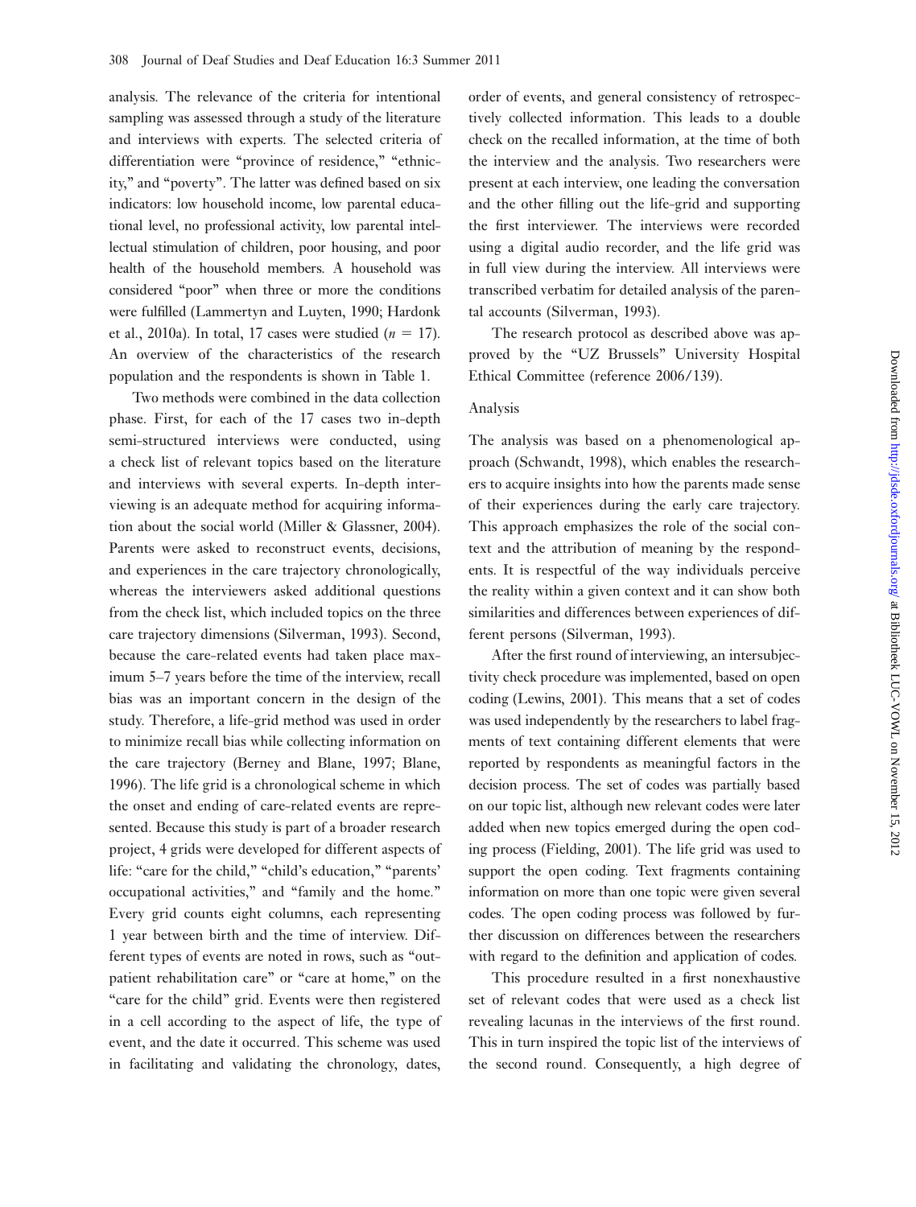analysis. The relevance of the criteria for intentional sampling was assessed through a study of the literature and interviews with experts. The selected criteria of differentiation were "province of residence," "ethnicity," and "poverty". The latter was defined based on six indicators: low household income, low parental educational level, no professional activity, low parental intellectual stimulation of children, poor housing, and poor health of the household members. A household was considered "poor" when three or more the conditions were fulfilled (Lammertyn and Luyten, 1990; Hardonk et al., 2010a). In total, 17 cases were studied ($n = 17$). An overview of the characteristics of the research population and the respondents is shown in Table 1.

Two methods were combined in the data collection phase. First, for each of the 17 cases two in-depth semi-structured interviews were conducted, using a check list of relevant topics based on the literature and interviews with several experts. In-depth interviewing is an adequate method for acquiring information about the social world (Miller & Glassner, 2004). Parents were asked to reconstruct events, decisions, and experiences in the care trajectory chronologically, whereas the interviewers asked additional questions from the check list, which included topics on the three care trajectory dimensions (Silverman, 1993). Second, because the care-related events had taken place maximum 5–7 years before the time of the interview, recall bias was an important concern in the design of the study. Therefore, a life-grid method was used in order to minimize recall bias while collecting information on the care trajectory (Berney and Blane, 1997; Blane, 1996). The life grid is a chronological scheme in which the onset and ending of care-related events are represented. Because this study is part of a broader research project, 4 grids were developed for different aspects of life: "care for the child," "child's education," "parents' occupational activities," and "family and the home." Every grid counts eight columns, each representing 1 year between birth and the time of interview. Different types of events are noted in rows, such as "outpatient rehabilitation care" or "care at home," on the "care for the child" grid. Events were then registered in a cell according to the aspect of life, the type of event, and the date it occurred. This scheme was used in facilitating and validating the chronology, dates, order of events, and general consistency of retrospectively collected information. This leads to a double check on the recalled information, at the time of both the interview and the analysis. Two researchers were present at each interview, one leading the conversation and the other filling out the life-grid and supporting the first interviewer. The interviews were recorded using a digital audio recorder, and the life grid was in full view during the interview. All interviews were transcribed verbatim for detailed analysis of the parental accounts (Silverman, 1993).

The research protocol as described above was approved by the "UZ Brussels" University Hospital Ethical Committee (reference 2006/139).

## Analysis

The analysis was based on a phenomenological approach (Schwandt, 1998), which enables the researchers to acquire insights into how the parents made sense of their experiences during the early care trajectory. This approach emphasizes the role of the social context and the attribution of meaning by the respondents. It is respectful of the way individuals perceive the reality within a given context and it can show both similarities and differences between experiences of different persons (Silverman, 1993).

After the first round of interviewing, an intersubjectivity check procedure was implemented, based on open coding (Lewins, 2001). This means that a set of codes was used independently by the researchers to label fragments of text containing different elements that were reported by respondents as meaningful factors in the decision process. The set of codes was partially based on our topic list, although new relevant codes were later added when new topics emerged during the open coding process (Fielding, 2001). The life grid was used to support the open coding. Text fragments containing information on more than one topic were given several codes. The open coding process was followed by further discussion on differences between the researchers with regard to the definition and application of codes.

This procedure resulted in a first nonexhaustive set of relevant codes that were used as a check list revealing lacunas in the interviews of the first round. This in turn inspired the topic list of the interviews of the second round. Consequently, a high degree of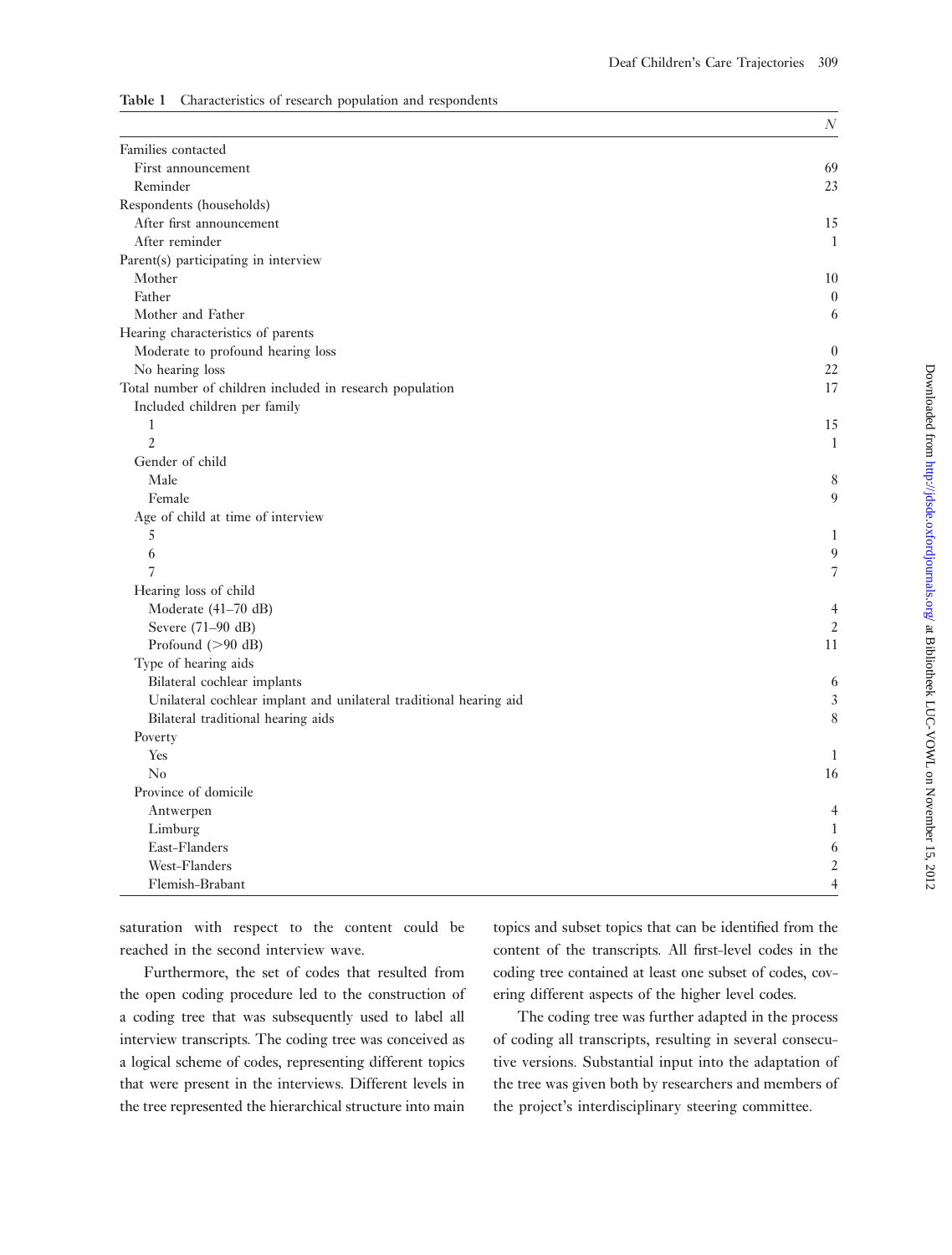**Table 1** Characteristics of research population and respondents

| | N |
|---|---|
| Families contacted | |
| First announcement | 69 |
| Reminder | 23 |
| Respondents (households) | |
| After first announcement | 15 |
| After reminder | 1 |
| Parent(s) participating in interview | |
| Mother | 10 |
| Father | 0 |
| Mother and Father | 6 |
| Hearing characteristics of parents | |
| Moderate to profound hearing loss | 0 |
| No hearing loss | 22 |
| Total number of children included in research population | 17 |
| Included children per family | |
| 1 | 15 |
| 2 | 1 |
| Gender of child | |
| Male | 8 |
| Female | 9 |
| Age of child at time of interview | |
| 5 | 1 |
| 6 | 9 |
| 7 | 7 |
| Hearing loss of child | |
| Moderate (41–70 dB) | 4 |
| Severe (71–90 dB) | 2 |
| Profound (>90 dB) | 11 |
| Type of hearing aids | |
| Bilateral cochlear implants | 6 |
| Unilateral cochlear implant and unilateral traditional hearing aid | 3 |
| Bilateral traditional hearing aids | 8 |
| Poverty | |
| Yes | 1 |
| No | 16 |
| Province of domicile | |
| Antwerpen | 4 |
| Limburg | 1 |
| East-Flanders | 6 |
| West-Flanders | 2 |
| Flemish-Brabant | 4 |

saturation with respect to the content could be reached in the second interview wave.

Furthermore, the set of codes that resulted from the open coding procedure led to the construction of a coding tree that was subsequently used to label all interview transcripts. The coding tree was conceived as a logical scheme of codes, representing different topics that were present in the interviews. Different levels in the tree represented the hierarchical structure into main topics and subset topics that can be identified from the content of the transcripts. All first-level codes in the coding tree contained at least one subset of codes, covering different aspects of the higher level codes.

The coding tree was further adapted in the process of coding all transcripts, resulting in several consecutive versions. Substantial input into the adaptation of the tree was given both by researchers and members of the project's interdisciplinary steering committee.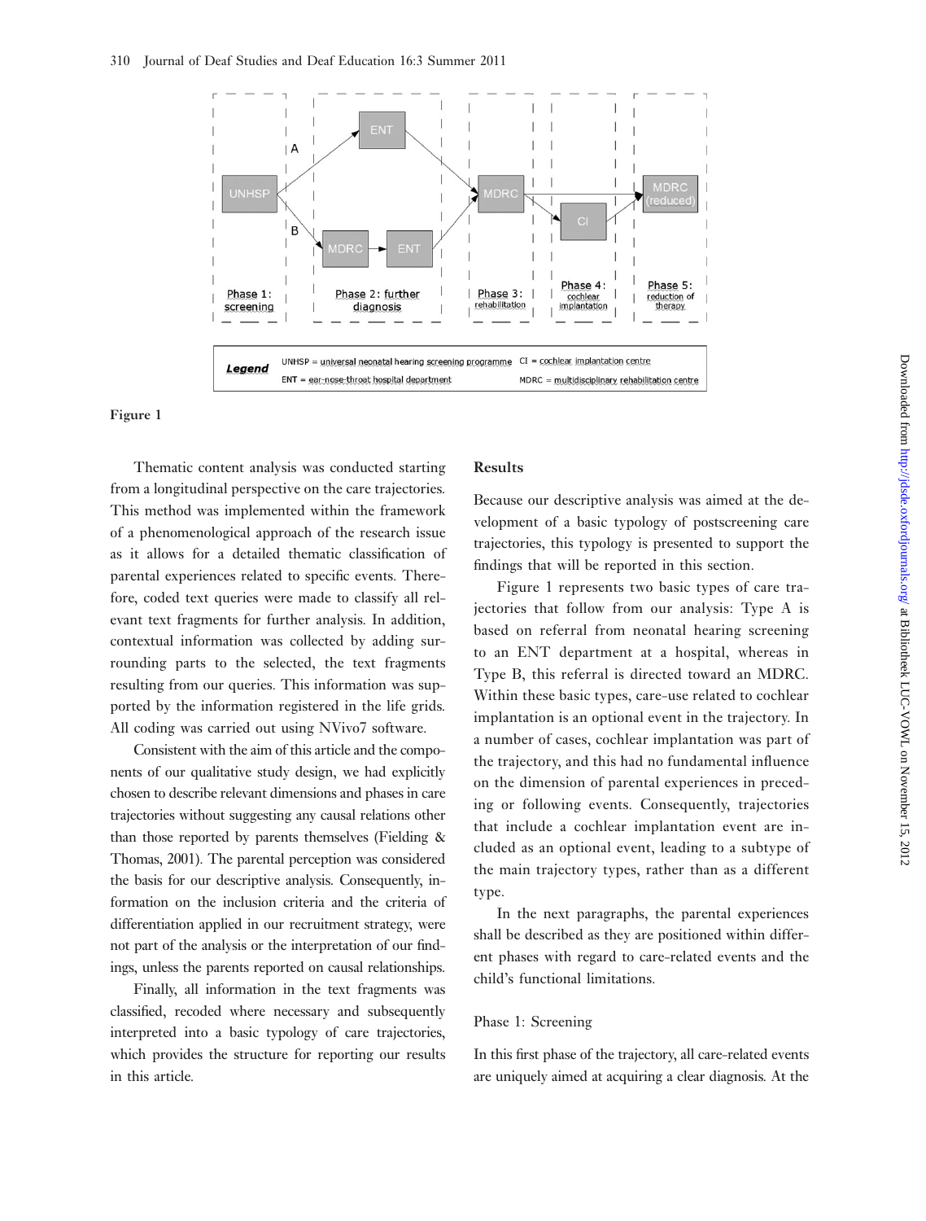Phase 1: screening

Phase 2: further diagnosis

Phase 3: rehabilitation

Phase 4: cochlear implantation

Phase 5: reduction of therapy

UNHSP

A

B

ENT

MDRC

ENT

MDRC

CI

MDRC (reduced)

Legend

UNHSP = universal neonatal hearing screening programme

CI = cochlear implantation centre

ENT = ear-nose-throat hospital department

MDRC = multidisciplinary rehabilitation centre

**Figure 1**

Thematic content analysis was conducted starting from a longitudinal perspective on the care trajectories. This method was implemented within the framework of a phenomenological approach of the research issue as it allows for a detailed thematic classification of parental experiences related to specific events. Therefore, coded text queries were made to classify all relevant text fragments for further analysis. In addition, contextual information was collected by adding surrounding parts to the selected, the text fragments resulting from our queries. This information was supported by the information registered in the life grids. All coding was carried out using NVivo7 software.

Consistent with the aim of this article and the components of our qualitative study design, we had explicitly chosen to describe relevant dimensions and phases in care trajectories without suggesting any causal relations other than those reported by parents themselves (Fielding & Thomas, 2001). The parental perception was considered the basis for our descriptive analysis. Consequently, information on the inclusion criteria and the criteria of differentiation applied in our recruitment strategy, were not part of the analysis or the interpretation of our findings, unless the parents reported on causal relationships.

Finally, all information in the text fragments was classified, recoded where necessary and subsequently interpreted into a basic typology of care trajectories, which provides the structure for reporting our results in this article.

## Results

Because our descriptive analysis was aimed at the development of a basic typology of postscreening care trajectories, this typology is presented to support the findings that will be reported in this section.

Figure 1 represents two basic types of care trajectories that follow from our analysis: Type A is based on referral from neonatal hearing screening to an ENT department at a hospital, whereas in Type B, this referral is directed toward an MDRC. Within these basic types, care-use related to cochlear implantation is an optional event in the trajectory. In a number of cases, cochlear implantation was part of the trajectory, and this had no fundamental influence on the dimension of parental experiences in preceding or following events. Consequently, trajectories that include a cochlear implantation event are included as an optional event, leading to a subtype of the main trajectory types, rather than as a different type.

In the next paragraphs, the parental experiences shall be described as they are positioned within different phases with regard to care-related events and the child's functional limitations.

### Phase 1: Screening

In this first phase of the trajectory, all care-related events are uniquely aimed at acquiring a clear diagnosis. At the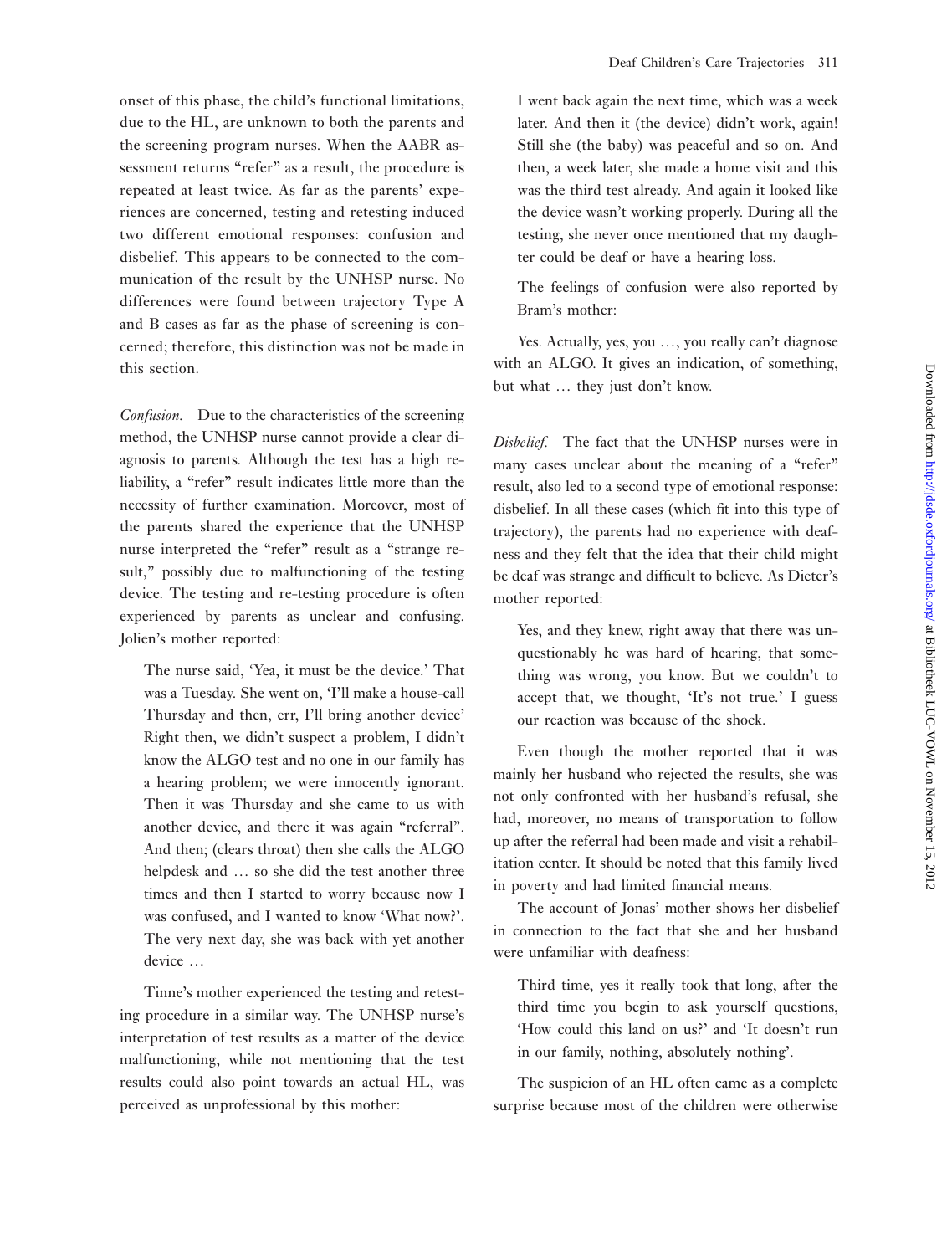onset of this phase, the child's functional limitations, due to the HL, are unknown to both the parents and the screening program nurses. When the AABR assessment returns "refer" as a result, the procedure is repeated at least twice. As far as the parents' experiences are concerned, testing and retesting induced two different emotional responses: confusion and disbelief. This appears to be connected to the communication of the result by the UNHSP nurse. No differences were found between trajectory Type A and B cases as far as the phase of screening is concerned; therefore, this distinction was not be made in this section.

*Confusion.* Due to the characteristics of the screening method, the UNHSP nurse cannot provide a clear diagnosis to parents. Although the test has a high reliability, a "refer" result indicates little more than the necessity of further examination. Moreover, most of the parents shared the experience that the UNHSP nurse interpreted the "refer" result as a "strange result," possibly due to malfunctioning of the testing device. The testing and re-testing procedure is often experienced by parents as unclear and confusing. Jolien's mother reported:

> The nurse said, 'Yea, it must be the device.' That was a Tuesday. She went on, 'I'll make a house-call Thursday and then, err, I'll bring another device' Right then, we didn't suspect a problem, I didn't know the ALGO test and no one in our family has a hearing problem; we were innocently ignorant. Then it was Thursday and she came to us with another device, and there it was again "referral". And then; (clears throat) then she calls the ALGO helpdesk and … so she did the test another three times and then I started to worry because now I was confused, and I wanted to know 'What now?'. The very next day, she was back with yet another device …

Tinne's mother experienced the testing and retesting procedure in a similar way. The UNHSP nurse's interpretation of test results as a matter of the device malfunctioning, while not mentioning that the test results could also point towards an actual HL, was perceived as unprofessional by this mother:

> I went back again the next time, which was a week later. And then it (the device) didn't work, again! Still she (the baby) was peaceful and so on. And then, a week later, she made a home visit and this was the third test already. And again it looked like the device wasn't working properly. During all the testing, she never once mentioned that my daughter could be deaf or have a hearing loss.
>
> The feelings of confusion were also reported by Bram's mother:

Yes. Actually, yes, you …, you really can't diagnose with an ALGO. It gives an indication, of something, but what … they just don't know.

*Disbelief.* The fact that the UNHSP nurses were in many cases unclear about the meaning of a "refer" result, also led to a second type of emotional response: disbelief. In all these cases (which fit into this type of trajectory), the parents had no experience with deafness and they felt that the idea that their child might be deaf was strange and difficult to believe. As Dieter's mother reported:

> Yes, and they knew, right away that there was unquestionably he was hard of hearing, that something was wrong, you know. But we couldn't to accept that, we thought, 'It's not true.' I guess our reaction was because of the shock.

Even though the mother reported that it was mainly her husband who rejected the results, she was not only confronted with her husband's refusal, she had, moreover, no means of transportation to follow up after the referral had been made and visit a rehabilitation center. It should be noted that this family lived in poverty and had limited financial means.

The account of Jonas' mother shows her disbelief in connection to the fact that she and her husband were unfamiliar with deafness:

> Third time, yes it really took that long, after the third time you begin to ask yourself questions, 'How could this land on us?' and 'It doesn't run in our family, nothing, absolutely nothing'.

The suspicion of an HL often came as a complete surprise because most of the children were otherwise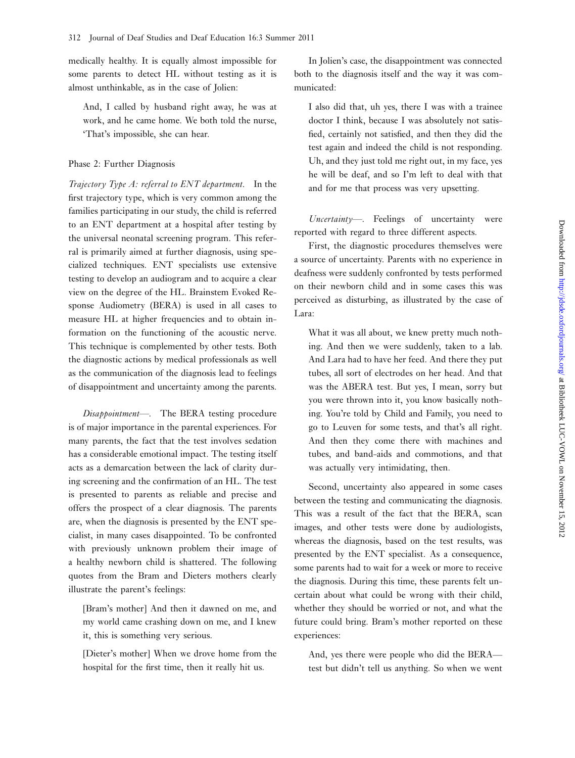medically healthy. It is equally almost impossible for some parents to detect HL without testing as it is almost unthinkable, as in the case of Jolien:

> And, I called by husband right away, he was at work, and he came home. We both told the nurse, 'That's impossible, she can hear.

### Phase 2: Further Diagnosis

*Trajectory Type A: referral to ENT department*. In the first trajectory type, which is very common among the families participating in our study, the child is referred to an ENT department at a hospital after testing by the universal neonatal screening program. This referral is primarily aimed at further diagnosis, using specialized techniques. ENT specialists use extensive testing to develop an audiogram and to acquire a clear view on the degree of the HL. Brainstem Evoked Response Audiometry (BERA) is used in all cases to measure HL at higher frequencies and to obtain information on the functioning of the acoustic nerve. This technique is complemented by other tests. Both the diagnostic actions by medical professionals as well as the communication of the diagnosis lead to feelings of disappointment and uncertainty among the parents.

*Disappointment—*. The BERA testing procedure is of major importance in the parental experiences. For many parents, the fact that the test involves sedation has a considerable emotional impact. The testing itself acts as a demarcation between the lack of clarity during screening and the confirmation of an HL. The test is presented to parents as reliable and precise and offers the prospect of a clear diagnosis. The parents are, when the diagnosis is presented by the ENT specialist, in many cases disappointed. To be confronted with previously unknown problem their image of a healthy newborn child is shattered. The following quotes from the Bram and Dieters mothers clearly illustrate the parent's feelings:

> [Bram's mother] And then it dawned on me, and my world came crashing down on me, and I knew it, this is something very serious.

> [Dieter's mother] When we drove home from the hospital for the first time, then it really hit us.

In Jolien's case, the disappointment was connected both to the diagnosis itself and the way it was communicated:

> I also did that, uh yes, there I was with a trainee doctor I think, because I was absolutely not satisfied, certainly not satisfied, and then they did the test again and indeed the child is not responding. Uh, and they just told me right out, in my face, yes he will be deaf, and so I'm left to deal with that and for me that process was very upsetting.

*Uncertainty—*. Feelings of uncertainty were reported with regard to three different aspects.

First, the diagnostic procedures themselves were a source of uncertainty. Parents with no experience in deafness were suddenly confronted by tests performed on their newborn child and in some cases this was perceived as disturbing, as illustrated by the case of Lara:

> What it was all about, we knew pretty much nothing. And then we were suddenly, taken to a lab. And Lara had to have her feed. And there they put tubes, all sort of electrodes on her head. And that was the ABERA test. But yes, I mean, sorry but you were thrown into it, you know basically nothing. You're told by Child and Family, you need to go to Leuven for some tests, and that's all right. And then they come there with machines and tubes, and band-aids and commotions, and that was actually very intimidating, then.

Second, uncertainty also appeared in some cases between the testing and communicating the diagnosis. This was a result of the fact that the BERA, scan images, and other tests were done by audiologists, whereas the diagnosis, based on the test results, was presented by the ENT specialist. As a consequence, some parents had to wait for a week or more to receive the diagnosis. During this time, these parents felt uncertain about what could be wrong with their child, whether they should be worried or not, and what the future could bring. Bram's mother reported on these experiences:

> And, yes there were people who did the BERA—test but didn't tell us anything. So when we went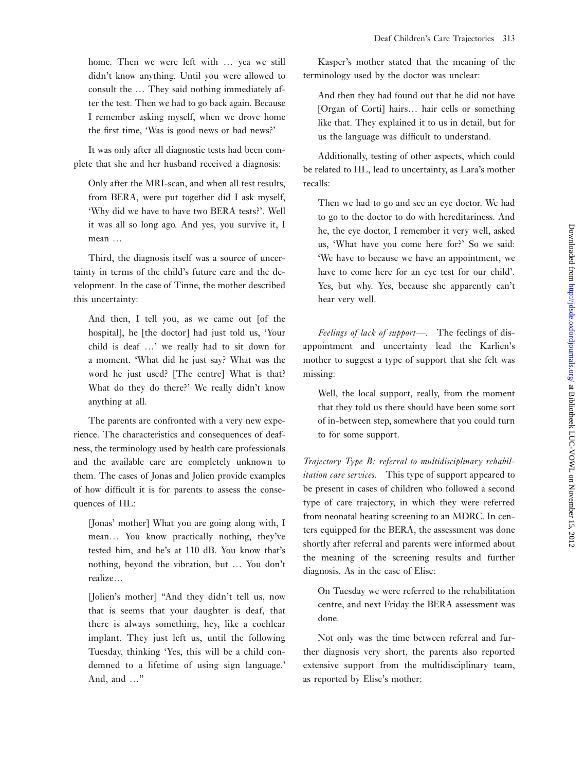home. Then we were left with … yea we still didn't know anything. Until you were allowed to consult the … They said nothing immediately after the test. Then we had to go back again. Because I remember asking myself, when we drove home the first time, 'Was is good news or bad news?'

It was only after all diagnostic tests had been complete that she and her husband received a diagnosis:

> Only after the MRI-scan, and when all test results, from BERA, were put together did I ask myself, 'Why did we have to have two BERA tests?'. Well it was all so long ago. And yes, you survive it, I mean …

Third, the diagnosis itself was a source of uncertainty in terms of the child's future care and the development. In the case of Tinne, the mother described this uncertainty:

> And then, I tell you, as we came out [of the hospital], he [the doctor] had just told us, 'Your child is deaf …' we really had to sit down for a moment. 'What did he just say? What was the word he just used? [The centre] What is that? What do they do there?' We really didn't know anything at all.

The parents are confronted with a very new experience. The characteristics and consequences of deafness, the terminology used by health care professionals and the available care are completely unknown to them. The cases of Jonas and Jolien provide examples of how difficult it is for parents to assess the consequences of HL:

> [Jonas' mother] What you are going along with, I mean… You know practically nothing, they've tested him, and he's at 110 dB. You know that's nothing, beyond the vibration, but … You don't realize…

> [Jolien's mother] "And they didn't tell us, now that is seems that your daughter is deaf, that there is always something, hey, like a cochlear implant. They just left us, until the following Tuesday, thinking 'Yes, this will be a child condemned to a lifetime of using sign language.' And, and …"

Kasper's mother stated that the meaning of the terminology used by the doctor was unclear:

> And then they had found out that he did not have [Organ of Corti] hairs… hair cells or something like that. They explained it to us in detail, but for us the language was difficult to understand.

Additionally, testing of other aspects, which could be related to HL, lead to uncertainty, as Lara's mother recalls:

> Then we had to go and see an eye doctor. We had to go to the doctor to do with hereditariness. And he, the eye doctor, I remember it very well, asked us, 'What have you come here for?' So we said: 'We have to because we have an appointment, we have to come here for an eye test for our child'. Yes, but why. Yes, because she apparently can't hear very well.

*Feelings of lack of support*—. The feelings of disappointment and uncertainty lead the Karlien's mother to suggest a type of support that she felt was missing:

> Well, the local support, really, from the moment that they told us there should have been some sort of in-between step, somewhere that you could turn to for some support.

*Trajectory Type B: referral to multidisciplinary rehabilitation care services.* This type of support appeared to be present in cases of children who followed a second type of care trajectory, in which they were referred from neonatal hearing screening to an MDRC. In centers equipped for the BERA, the assessment was done shortly after referral and parents were informed about the meaning of the screening results and further diagnosis. As in the case of Elise:

> On Tuesday we were referred to the rehabilitation centre, and next Friday the BERA assessment was done.

Not only was the time between referral and further diagnosis very short, the parents also reported extensive support from the multidisciplinary team, as reported by Elise's mother: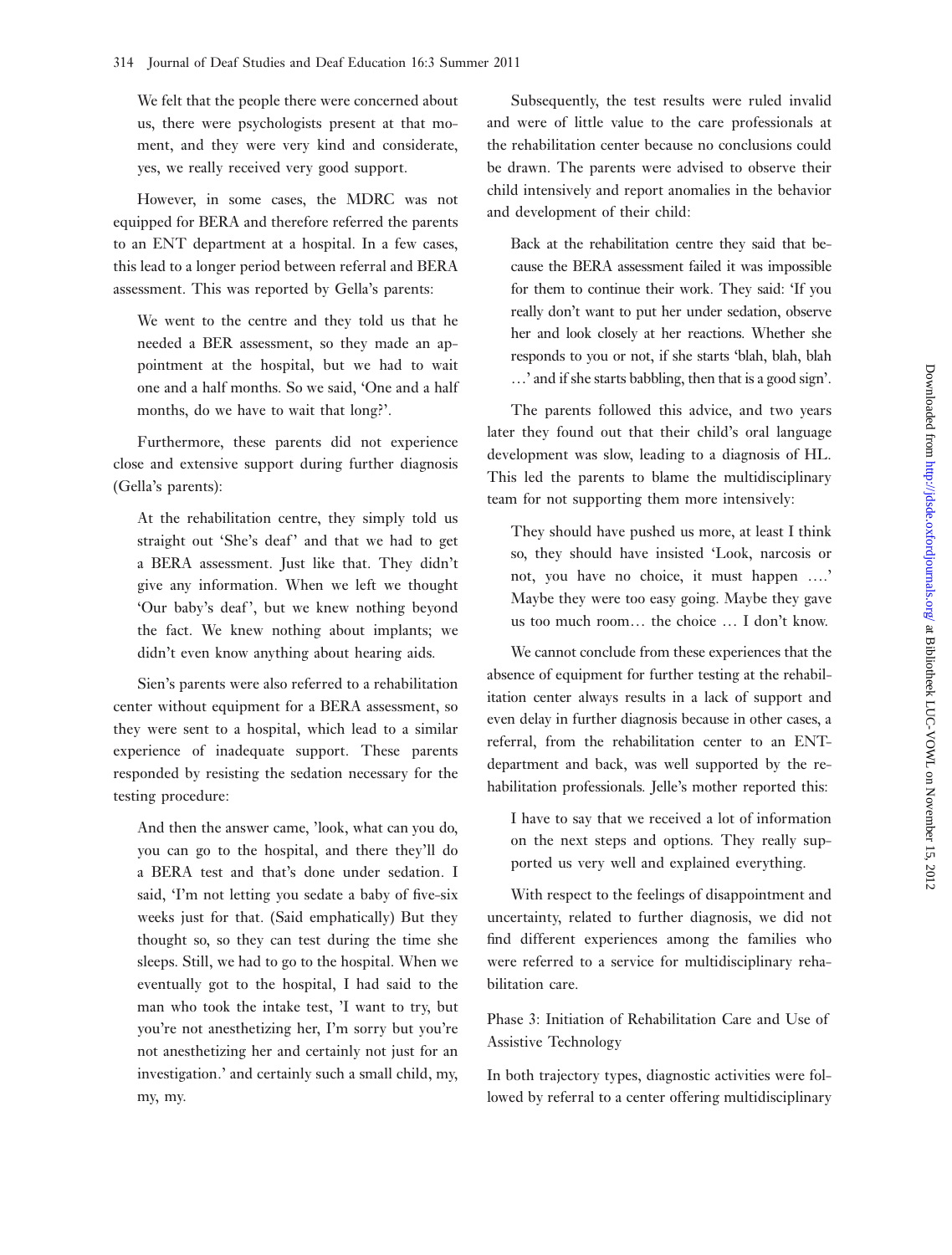We felt that the people there were concerned about us, there were psychologists present at that moment, and they were very kind and considerate, yes, we really received very good support.

However, in some cases, the MDRC was not equipped for BERA and therefore referred the parents to an ENT department at a hospital. In a few cases, this lead to a longer period between referral and BERA assessment. This was reported by Gella's parents:

> We went to the centre and they told us that he needed a BER assessment, so they made an appointment at the hospital, but we had to wait one and a half months. So we said, 'One and a half months, do we have to wait that long?'.

Furthermore, these parents did not experience close and extensive support during further diagnosis (Gella's parents):

> At the rehabilitation centre, they simply told us straight out 'She's deaf' and that we had to get a BERA assessment. Just like that. They didn't give any information. When we left we thought 'Our baby's deaf', but we knew nothing beyond the fact. We knew nothing about implants; we didn't even know anything about hearing aids.

Sien's parents were also referred to a rehabilitation center without equipment for a BERA assessment, so they were sent to a hospital, which lead to a similar experience of inadequate support. These parents responded by resisting the sedation necessary for the testing procedure:

> And then the answer came, 'look, what can you do, you can go to the hospital, and there they'll do a BERA test and that's done under sedation. I said, 'I'm not letting you sedate a baby of five-six weeks just for that. (Said emphatically) But they thought so, so they can test during the time she sleeps. Still, we had to go to the hospital. When we eventually got to the hospital, I had said to the man who took the intake test, 'I want to try, but you're not anesthetizing her, I'm sorry but you're not anesthetizing her and certainly not just for an investigation.' and certainly such a small child, my, my, my.

Subsequently, the test results were ruled invalid and were of little value to the care professionals at the rehabilitation center because no conclusions could be drawn. The parents were advised to observe their child intensively and report anomalies in the behavior and development of their child:

> Back at the rehabilitation centre they said that because the BERA assessment failed it was impossible for them to continue their work. They said: 'If you really don't want to put her under sedation, observe her and look closely at her reactions. Whether she responds to you or not, if she starts 'blah, blah, blah …' and if she starts babbling, then that is a good sign'.

The parents followed this advice, and two years later they found out that their child's oral language development was slow, leading to a diagnosis of HL. This led the parents to blame the multidisciplinary team for not supporting them more intensively:

> They should have pushed us more, at least I think so, they should have insisted 'Look, narcosis or not, you have no choice, it must happen ….' Maybe they were too easy going. Maybe they gave us too much room… the choice … I don't know.

We cannot conclude from these experiences that the absence of equipment for further testing at the rehabilitation center always results in a lack of support and even delay in further diagnosis because in other cases, a referral, from the rehabilitation center to an ENT-department and back, was well supported by the rehabilitation professionals. Jelle's mother reported this:

> I have to say that we received a lot of information on the next steps and options. They really supported us very well and explained everything.

With respect to the feelings of disappointment and uncertainty, related to further diagnosis, we did not find different experiences among the families who were referred to a service for multidisciplinary rehabilitation care.

### Phase 3: Initiation of Rehabilitation Care and Use of Assistive Technology

In both trajectory types, diagnostic activities were followed by referral to a center offering multidisciplinary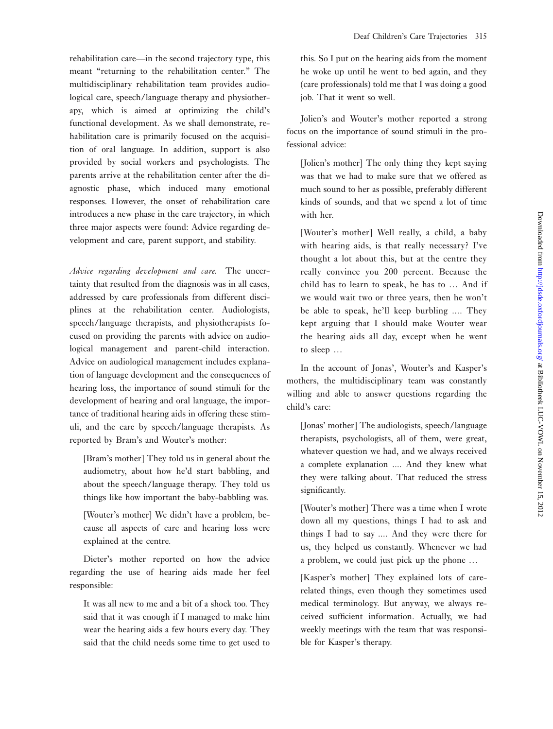rehabilitation care—in the second trajectory type, this meant "returning to the rehabilitation center." The multidisciplinary rehabilitation team provides audiological care, speech/language therapy and physiotherapy, which is aimed at optimizing the child's functional development. As we shall demonstrate, rehabilitation care is primarily focused on the acquisition of oral language. In addition, support is also provided by social workers and psychologists. The parents arrive at the rehabilitation center after the diagnostic phase, which induced many emotional responses. However, the onset of rehabilitation care introduces a new phase in the care trajectory, in which three major aspects were found: Advice regarding development and care, parent support, and stability.

*Advice regarding development and care.* The uncertainty that resulted from the diagnosis was in all cases, addressed by care professionals from different disciplines at the rehabilitation center. Audiologists, speech/language therapists, and physiotherapists focused on providing the parents with advice on audiological management and parent-child interaction. Advice on audiological management includes explanation of language development and the consequences of hearing loss, the importance of sound stimuli for the development of hearing and oral language, the importance of traditional hearing aids in offering these stimuli, and the care by speech/language therapists. As reported by Bram's and Wouter's mother:

> [Bram's mother] They told us in general about the audiometry, about how he'd start babbling, and about the speech/language therapy. They told us things like how important the baby-babbling was.
>
> [Wouter's mother] We didn't have a problem, because all aspects of care and hearing loss were explained at the centre.

Dieter's mother reported on how the advice regarding the use of hearing aids made her feel responsible:

> It was all new to me and a bit of a shock too. They said that it was enough if I managed to make him wear the hearing aids a few hours every day. They said that the child needs some time to get used to this. So I put on the hearing aids from the moment he woke up until he went to bed again, and they (care professionals) told me that I was doing a good job. That it went so well.

Jolien's and Wouter's mother reported a strong focus on the importance of sound stimuli in the professional advice:

> [Jolien's mother] The only thing they kept saying was that we had to make sure that we offered as much sound to her as possible, preferably different kinds of sounds, and that we spend a lot of time with her.
>
> [Wouter's mother] Well really, a child, a baby with hearing aids, is that really necessary? I've thought a lot about this, but at the centre they really convince you 200 percent. Because the child has to learn to speak, he has to … And if we would wait two or three years, then he won't be able to speak, he'll keep burbling .... They kept arguing that I should make Wouter wear the hearing aids all day, except when he went to sleep …

In the account of Jonas', Wouter's and Kasper's mothers, the multidisciplinary team was constantly willing and able to answer questions regarding the child's care:

> [Jonas' mother] The audiologists, speech/language therapists, psychologists, all of them, were great, whatever question we had, and we always received a complete explanation .... And they knew what they were talking about. That reduced the stress significantly.
>
> [Wouter's mother] There was a time when I wrote down all my questions, things I had to ask and things I had to say .... And they were there for us, they helped us constantly. Whenever we had a problem, we could just pick up the phone …
>
> [Kasper's mother] They explained lots of care-related things, even though they sometimes used medical terminology. But anyway, we always received sufficient information. Actually, we had weekly meetings with the team that was responsible for Kasper's therapy.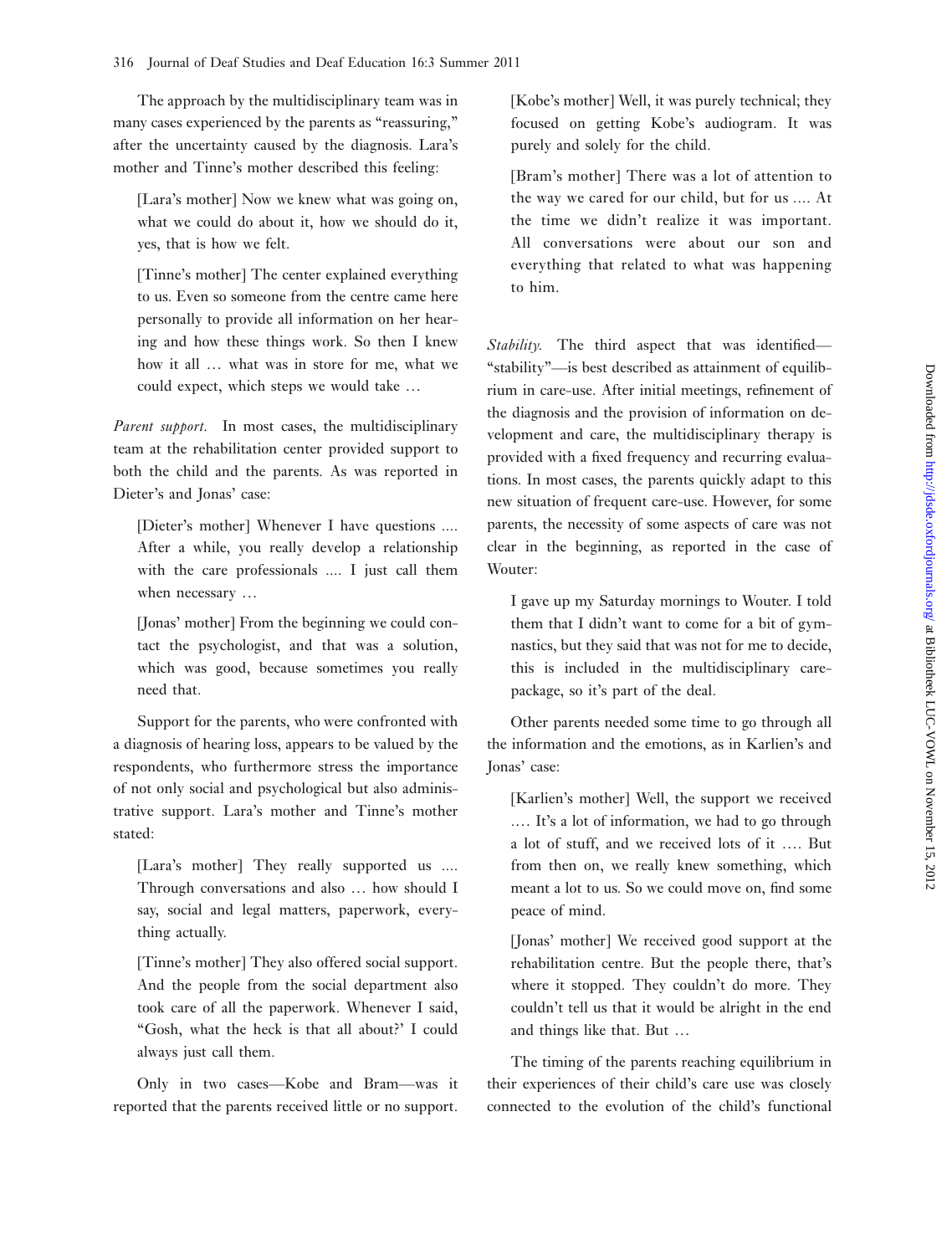The approach by the multidisciplinary team was in many cases experienced by the parents as "reassuring," after the uncertainty caused by the diagnosis. Lara's mother and Tinne's mother described this feeling:

> [Lara's mother] Now we knew what was going on, what we could do about it, how we should do it, yes, that is how we felt.

> [Tinne's mother] The center explained everything to us. Even so someone from the centre came here personally to provide all information on her hearing and how these things work. So then I knew how it all … what was in store for me, what we could expect, which steps we would take …

*Parent support.* In most cases, the multidisciplinary team at the rehabilitation center provided support to both the child and the parents. As was reported in Dieter's and Jonas' case:

> [Dieter's mother] Whenever I have questions .... After a while, you really develop a relationship with the care professionals .... I just call them when necessary …

> [Jonas' mother] From the beginning we could contact the psychologist, and that was a solution, which was good, because sometimes you really need that.

Support for the parents, who were confronted with a diagnosis of hearing loss, appears to be valued by the respondents, who furthermore stress the importance of not only social and psychological but also administrative support. Lara's mother and Tinne's mother stated:

> [Lara's mother] They really supported us .... Through conversations and also … how should I say, social and legal matters, paperwork, everything actually.

> [Tinne's mother] They also offered social support. And the people from the social department also took care of all the paperwork. Whenever I said, "Gosh, what the heck is that all about?' I could always just call them.

Only in two cases—Kobe and Bram—was it reported that the parents received little or no support.

> [Kobe's mother] Well, it was purely technical; they focused on getting Kobe's audiogram. It was purely and solely for the child.

> [Bram's mother] There was a lot of attention to the way we cared for our child, but for us .... At the time we didn't realize it was important. All conversations were about our son and everything that related to what was happening to him.

*Stability.* The third aspect that was identified—"stability"—is best described as attainment of equilibrium in care-use. After initial meetings, refinement of the diagnosis and the provision of information on development and care, the multidisciplinary therapy is provided with a fixed frequency and recurring evaluations. In most cases, the parents quickly adapt to this new situation of frequent care-use. However, for some parents, the necessity of some aspects of care was not clear in the beginning, as reported in the case of Wouter:

> I gave up my Saturday mornings to Wouter. I told them that I didn't want to come for a bit of gymnastics, but they said that was not for me to decide, this is included in the multidisciplinary care-package, so it's part of the deal.

Other parents needed some time to go through all the information and the emotions, as in Karlien's and Jonas' case:

> [Karlien's mother] Well, the support we received …. It's a lot of information, we had to go through a lot of stuff, and we received lots of it …. But from then on, we really knew something, which meant a lot to us. So we could move on, find some peace of mind.

> [Jonas' mother] We received good support at the rehabilitation centre. But the people there, that's where it stopped. They couldn't do more. They couldn't tell us that it would be alright in the end and things like that. But …

The timing of the parents reaching equilibrium in their experiences of their child's care use was closely connected to the evolution of the child's functional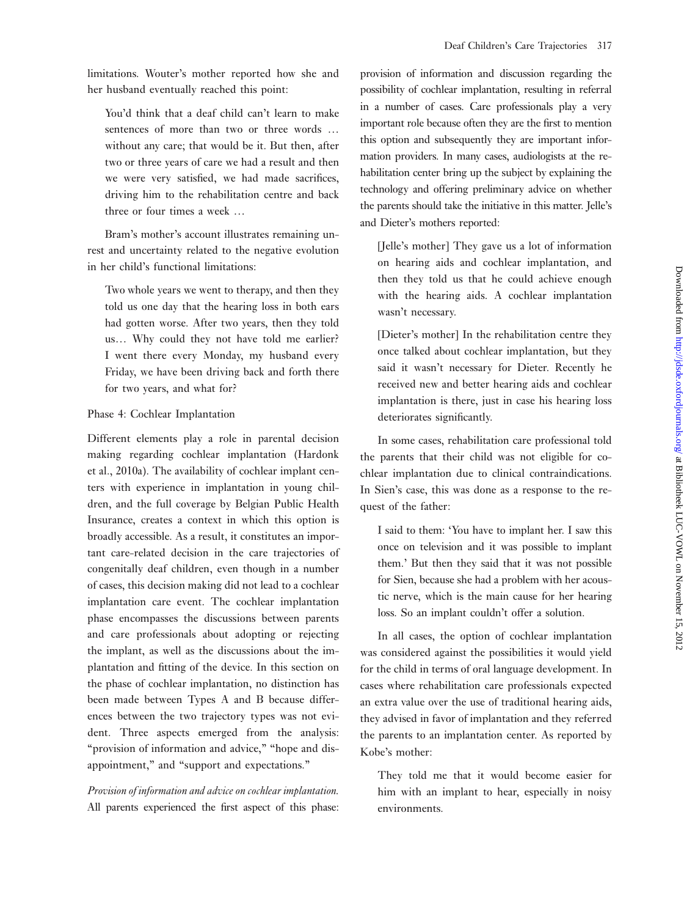limitations. Wouter's mother reported how she and her husband eventually reached this point:

> You'd think that a deaf child can't learn to make sentences of more than two or three words … without any care; that would be it. But then, after two or three years of care we had a result and then we were very satisfied, we had made sacrifices, driving him to the rehabilitation centre and back three or four times a week …

Bram's mother's account illustrates remaining unrest and uncertainty related to the negative evolution in her child's functional limitations:

> Two whole years we went to therapy, and then they told us one day that the hearing loss in both ears had gotten worse. After two years, then they told us… Why could they not have told me earlier? I went there every Monday, my husband every Friday, we have been driving back and forth there for two years, and what for?

### Phase 4: Cochlear Implantation

Different elements play a role in parental decision making regarding cochlear implantation (Hardonk et al., 2010a). The availability of cochlear implant centers with experience in implantation in young children, and the full coverage by Belgian Public Health Insurance, creates a context in which this option is broadly accessible. As a result, it constitutes an important care-related decision in the care trajectories of congenitally deaf children, even though in a number of cases, this decision making did not lead to a cochlear implantation care event. The cochlear implantation phase encompasses the discussions between parents and care professionals about adopting or rejecting the implant, as well as the discussions about the implantation and fitting of the device. In this section on the phase of cochlear implantation, no distinction has been made between Types A and B because differences between the two trajectory types was not evident. Three aspects emerged from the analysis: "provision of information and advice," "hope and disappointment," and "support and expectations."

*Provision of information and advice on cochlear implantation.* All parents experienced the first aspect of this phase: provision of information and discussion regarding the possibility of cochlear implantation, resulting in referral in a number of cases. Care professionals play a very important role because often they are the first to mention this option and subsequently they are important information providers. In many cases, audiologists at the rehabilitation center bring up the subject by explaining the technology and offering preliminary advice on whether the parents should take the initiative in this matter. Jelle's and Dieter's mothers reported:

> [Jelle's mother] They gave us a lot of information on hearing aids and cochlear implantation, and then they told us that he could achieve enough with the hearing aids. A cochlear implantation wasn't necessary.
>
> [Dieter's mother] In the rehabilitation centre they once talked about cochlear implantation, but they said it wasn't necessary for Dieter. Recently he received new and better hearing aids and cochlear implantation is there, just in case his hearing loss deteriorates significantly.

In some cases, rehabilitation care professional told the parents that their child was not eligible for cochlear implantation due to clinical contraindications. In Sien's case, this was done as a response to the request of the father:

> I said to them: 'You have to implant her. I saw this once on television and it was possible to implant them.' But then they said that it was not possible for Sien, because she had a problem with her acoustic nerve, which is the main cause for her hearing loss. So an implant couldn't offer a solution.

In all cases, the option of cochlear implantation was considered against the possibilities it would yield for the child in terms of oral language development. In cases where rehabilitation care professionals expected an extra value over the use of traditional hearing aids, they advised in favor of implantation and they referred the parents to an implantation center. As reported by Kobe's mother:

> They told me that it would become easier for him with an implant to hear, especially in noisy environments.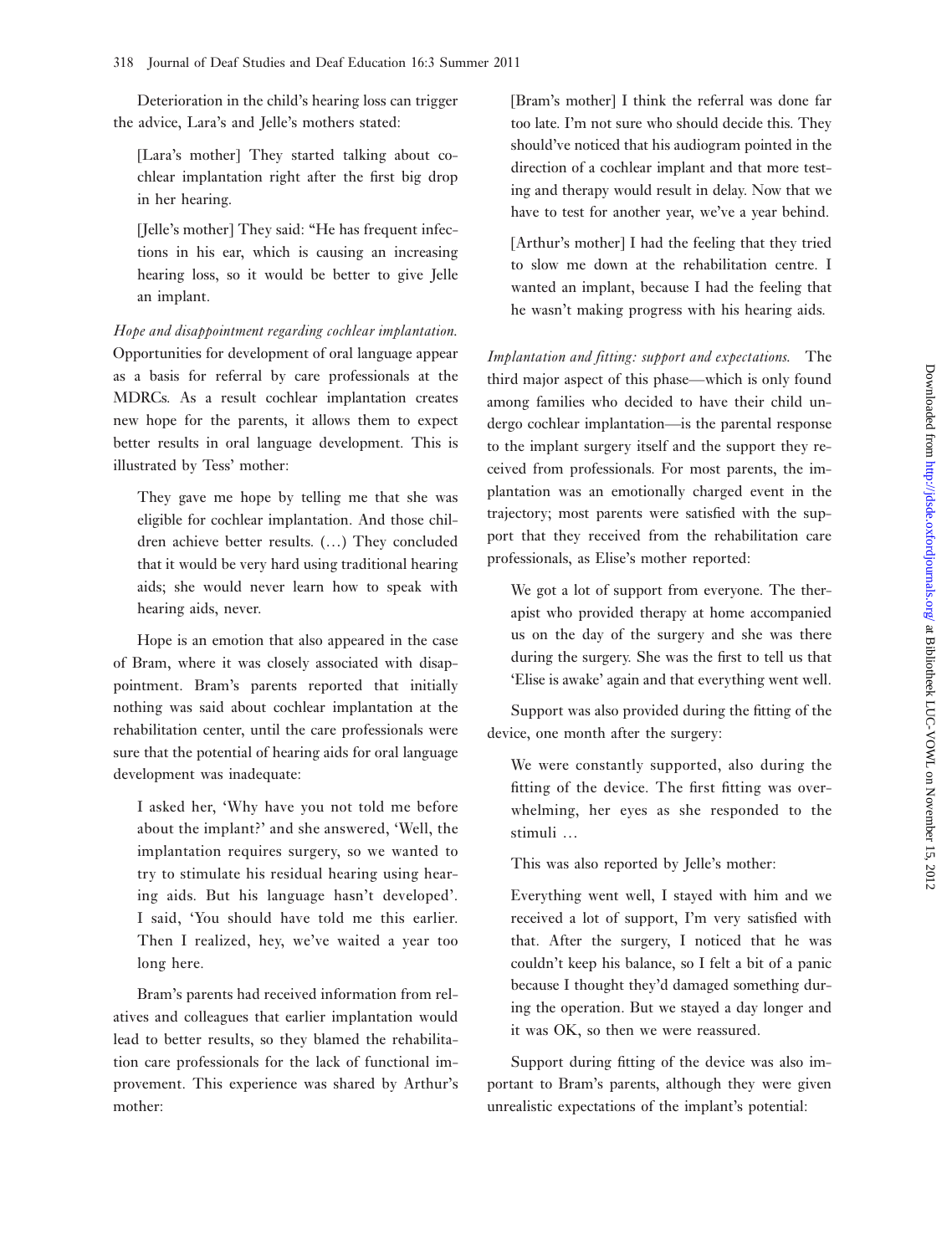Deterioration in the child's hearing loss can trigger the advice, Lara's and Jelle's mothers stated:

> [Lara's mother] They started talking about cochlear implantation right after the first big drop in her hearing.

> [Jelle's mother] They said: "He has frequent infections in his ear, which is causing an increasing hearing loss, so it would be better to give Jelle an implant.

*Hope and disappointment regarding cochlear implantation.* Opportunities for development of oral language appear as a basis for referral by care professionals at the MDRCs. As a result cochlear implantation creates new hope for the parents, it allows them to expect better results in oral language development. This is illustrated by Tess' mother:

> They gave me hope by telling me that she was eligible for cochlear implantation. And those children achieve better results. (…) They concluded that it would be very hard using traditional hearing aids; she would never learn how to speak with hearing aids, never.

Hope is an emotion that also appeared in the case of Bram, where it was closely associated with disappointment. Bram's parents reported that initially nothing was said about cochlear implantation at the rehabilitation center, until the care professionals were sure that the potential of hearing aids for oral language development was inadequate:

> I asked her, 'Why have you not told me before about the implant?' and she answered, 'Well, the implantation requires surgery, so we wanted to try to stimulate his residual hearing using hearing aids. But his language hasn't developed'. I said, 'You should have told me this earlier. Then I realized, hey, we've waited a year too long here.

Bram's parents had received information from relatives and colleagues that earlier implantation would lead to better results, so they blamed the rehabilitation care professionals for the lack of functional improvement. This experience was shared by Arthur's mother:

> [Bram's mother] I think the referral was done far too late. I'm not sure who should decide this. They should've noticed that his audiogram pointed in the direction of a cochlear implant and that more testing and therapy would result in delay. Now that we have to test for another year, we've a year behind.

> [Arthur's mother] I had the feeling that they tried to slow me down at the rehabilitation centre. I wanted an implant, because I had the feeling that he wasn't making progress with his hearing aids.

*Implantation and fitting: support and expectations.* The third major aspect of this phase—which is only found among families who decided to have their child undergo cochlear implantation—is the parental response to the implant surgery itself and the support they received from professionals. For most parents, the implantation was an emotionally charged event in the trajectory; most parents were satisfied with the support that they received from the rehabilitation care professionals, as Elise's mother reported:

> We got a lot of support from everyone. The therapist who provided therapy at home accompanied us on the day of the surgery and she was there during the surgery. She was the first to tell us that 'Elise is awake' again and that everything went well.

Support was also provided during the fitting of the device, one month after the surgery:

> We were constantly supported, also during the fitting of the device. The first fitting was overwhelming, her eyes as she responded to the stimuli …

This was also reported by Jelle's mother:

> Everything went well, I stayed with him and we received a lot of support, I'm very satisfied with that. After the surgery, I noticed that he was couldn't keep his balance, so I felt a bit of a panic because I thought they'd damaged something during the operation. But we stayed a day longer and it was OK, so then we were reassured.

Support during fitting of the device was also important to Bram's parents, although they were given unrealistic expectations of the implant's potential: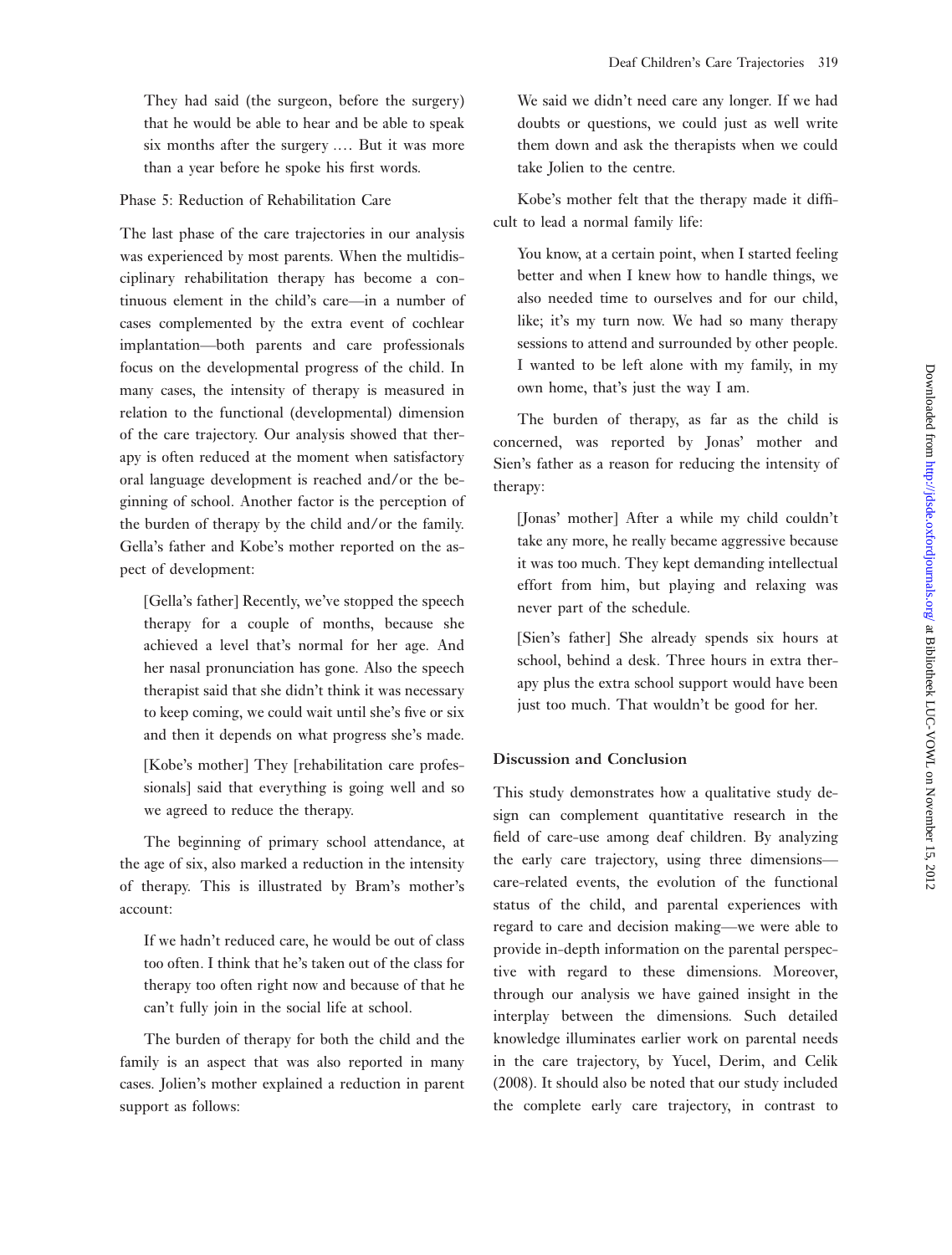They had said (the surgeon, before the surgery) that he would be able to hear and be able to speak six months after the surgery .... But it was more than a year before he spoke his first words.

Phase 5: Reduction of Rehabilitation Care

The last phase of the care trajectories in our analysis was experienced by most parents. When the multidisciplinary rehabilitation therapy has become a continuous element in the child's care—in a number of cases complemented by the extra event of cochlear implantation—both parents and care professionals focus on the developmental progress of the child. In many cases, the intensity of therapy is measured in relation to the functional (developmental) dimension of the care trajectory. Our analysis showed that therapy is often reduced at the moment when satisfactory oral language development is reached and/or the beginning of school. Another factor is the perception of the burden of therapy by the child and/or the family. Gella's father and Kobe's mother reported on the aspect of development:

> [Gella's father] Recently, we've stopped the speech therapy for a couple of months, because she achieved a level that's normal for her age. And her nasal pronunciation has gone. Also the speech therapist said that she didn't think it was necessary to keep coming, we could wait until she's five or six and then it depends on what progress she's made.

> [Kobe's mother] They [rehabilitation care professionals] said that everything is going well and so we agreed to reduce the therapy.

The beginning of primary school attendance, at the age of six, also marked a reduction in the intensity of therapy. This is illustrated by Bram's mother's account:

> If we hadn't reduced care, he would be out of class too often. I think that he's taken out of the class for therapy too often right now and because of that he can't fully join in the social life at school.

The burden of therapy for both the child and the family is an aspect that was also reported in many cases. Jolien's mother explained a reduction in parent support as follows:

> We said we didn't need care any longer. If we had doubts or questions, we could just as well write them down and ask the therapists when we could take Jolien to the centre.

Kobe's mother felt that the therapy made it difficult to lead a normal family life:

> You know, at a certain point, when I started feeling better and when I knew how to handle things, we also needed time to ourselves and for our child, like; it's my turn now. We had so many therapy sessions to attend and surrounded by other people. I wanted to be left alone with my family, in my own home, that's just the way I am.

The burden of therapy, as far as the child is concerned, was reported by Jonas' mother and Sien's father as a reason for reducing the intensity of therapy:

> [Jonas' mother] After a while my child couldn't take any more, he really became aggressive because it was too much. They kept demanding intellectual effort from him, but playing and relaxing was never part of the schedule.

> [Sien's father] She already spends six hours at school, behind a desk. Three hours in extra therapy plus the extra school support would have been just too much. That wouldn't be good for her.

## Discussion and Conclusion

This study demonstrates how a qualitative study design can complement quantitative research in the field of care-use among deaf children. By analyzing the early care trajectory, using three dimensions—care-related events, the evolution of the functional status of the child, and parental experiences with regard to care and decision making—we were able to provide in-depth information on the parental perspective with regard to these dimensions. Moreover, through our analysis we have gained insight in the interplay between the dimensions. Such detailed knowledge illuminates earlier work on parental needs in the care trajectory, by Yucel, Derim, and Celik (2008). It should also be noted that our study included the complete early care trajectory, in contrast to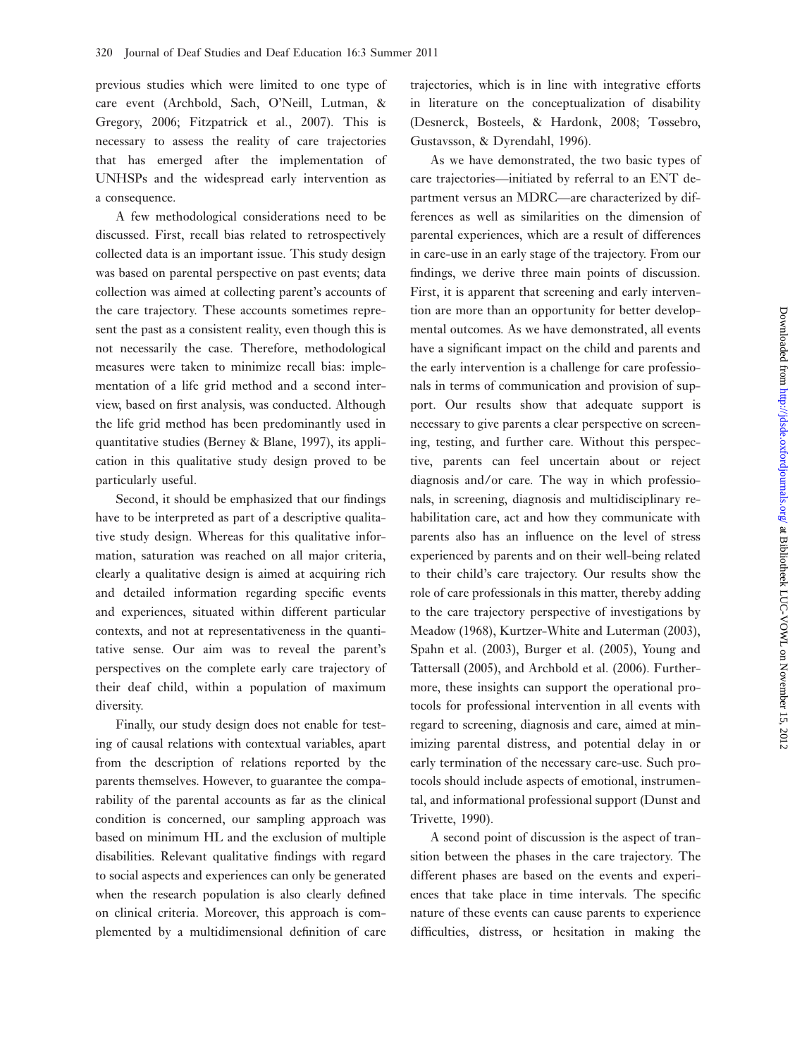previous studies which were limited to one type of care event (Archbold, Sach, O'Neill, Lutman, & Gregory, 2006; Fitzpatrick et al., 2007). This is necessary to assess the reality of care trajectories that has emerged after the implementation of UNHSPs and the widespread early intervention as a consequence.

A few methodological considerations need to be discussed. First, recall bias related to retrospectively collected data is an important issue. This study design was based on parental perspective on past events; data collection was aimed at collecting parent's accounts of the care trajectory. These accounts sometimes represent the past as a consistent reality, even though this is not necessarily the case. Therefore, methodological measures were taken to minimize recall bias: implementation of a life grid method and a second interview, based on first analysis, was conducted. Although the life grid method has been predominantly used in quantitative studies (Berney & Blane, 1997), its application in this qualitative study design proved to be particularly useful.

Second, it should be emphasized that our findings have to be interpreted as part of a descriptive qualitative study design. Whereas for this qualitative information, saturation was reached on all major criteria, clearly a qualitative design is aimed at acquiring rich and detailed information regarding specific events and experiences, situated within different particular contexts, and not at representativeness in the quantitative sense. Our aim was to reveal the parent's perspectives on the complete early care trajectory of their deaf child, within a population of maximum diversity.

Finally, our study design does not enable for testing of causal relations with contextual variables, apart from the description of relations reported by the parents themselves. However, to guarantee the comparability of the parental accounts as far as the clinical condition is concerned, our sampling approach was based on minimum HL and the exclusion of multiple disabilities. Relevant qualitative findings with regard to social aspects and experiences can only be generated when the research population is also clearly defined on clinical criteria. Moreover, this approach is complemented by a multidimensional definition of care trajectories, which is in line with integrative efforts in literature on the conceptualization of disability (Desnerck, Bosteels, & Hardonk, 2008; Tøssebro, Gustavsson, & Dyrendahl, 1996).

As we have demonstrated, the two basic types of care trajectories—initiated by referral to an ENT department versus an MDRC—are characterized by differences as well as similarities on the dimension of parental experiences, which are a result of differences in care-use in an early stage of the trajectory. From our findings, we derive three main points of discussion. First, it is apparent that screening and early intervention are more than an opportunity for better developmental outcomes. As we have demonstrated, all events have a significant impact on the child and parents and the early intervention is a challenge for care professionals in terms of communication and provision of support. Our results show that adequate support is necessary to give parents a clear perspective on screening, testing, and further care. Without this perspective, parents can feel uncertain about or reject diagnosis and/or care. The way in which professionals, in screening, diagnosis and multidisciplinary rehabilitation care, act and how they communicate with parents also has an influence on the level of stress experienced by parents and on their well-being related to their child's care trajectory. Our results show the role of care professionals in this matter, thereby adding to the care trajectory perspective of investigations by Meadow (1968), Kurtzer-White and Luterman (2003), Spahn et al. (2003), Burger et al. (2005), Young and Tattersall (2005), and Archbold et al. (2006). Furthermore, these insights can support the operational protocols for professional intervention in all events with regard to screening, diagnosis and care, aimed at minimizing parental distress, and potential delay in or early termination of the necessary care-use. Such protocols should include aspects of emotional, instrumental, and informational professional support (Dunst and Trivette, 1990).

A second point of discussion is the aspect of transition between the phases in the care trajectory. The different phases are based on the events and experiences that take place in time intervals. The specific nature of these events can cause parents to experience difficulties, distress, or hesitation in making the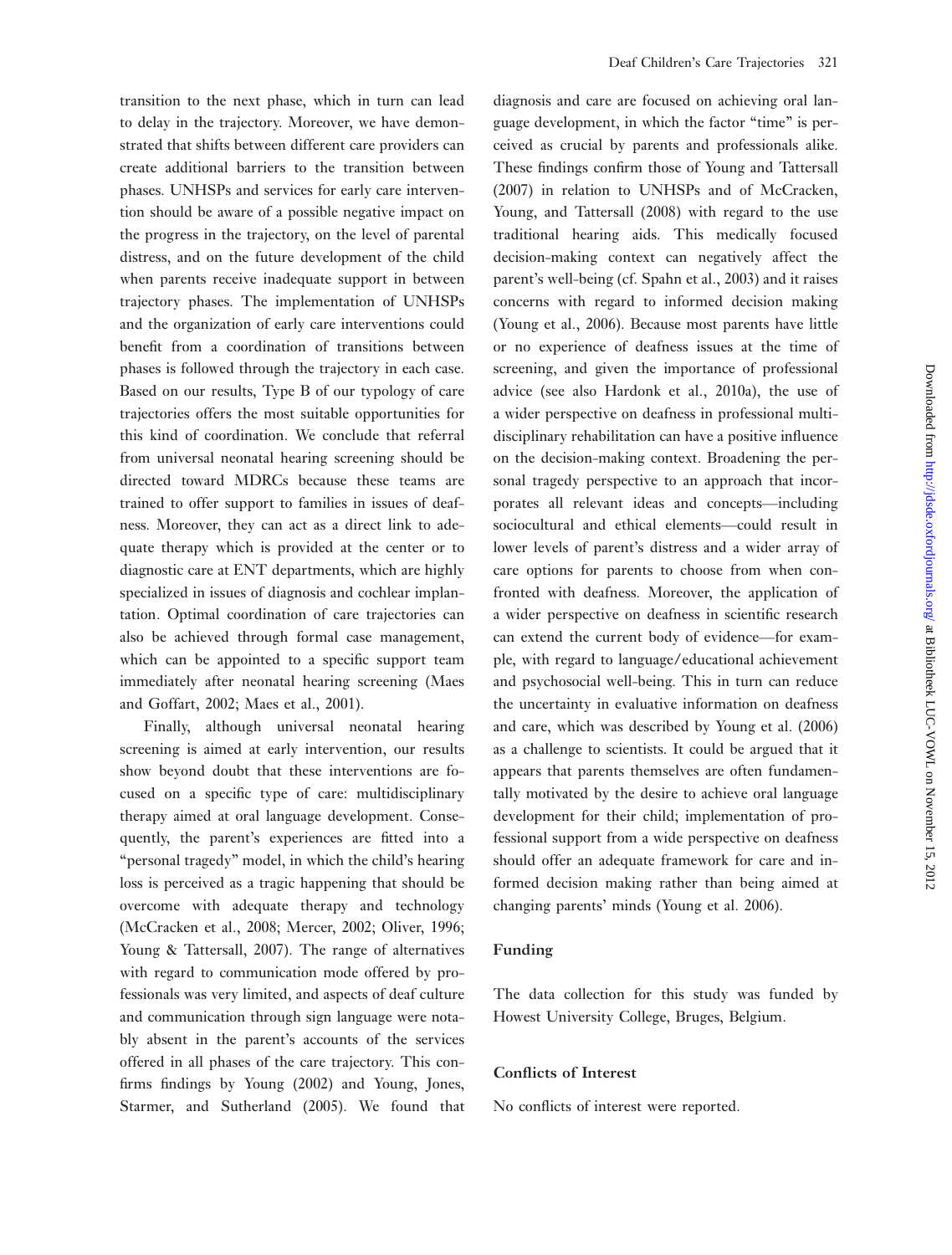transition to the next phase, which in turn can lead to delay in the trajectory. Moreover, we have demonstrated that shifts between different care providers can create additional barriers to the transition between phases. UNHSPs and services for early care intervention should be aware of a possible negative impact on the progress in the trajectory, on the level of parental distress, and on the future development of the child when parents receive inadequate support in between trajectory phases. The implementation of UNHSPs and the organization of early care interventions could benefit from a coordination of transitions between phases is followed through the trajectory in each case. Based on our results, Type B of our typology of care trajectories offers the most suitable opportunities for this kind of coordination. We conclude that referral from universal neonatal hearing screening should be directed toward MDRCs because these teams are trained to offer support to families in issues of deafness. Moreover, they can act as a direct link to adequate therapy which is provided at the center or to diagnostic care at ENT departments, which are highly specialized in issues of diagnosis and cochlear implantation. Optimal coordination of care trajectories can also be achieved through formal case management, which can be appointed to a specific support team immediately after neonatal hearing screening (Maes and Goffart, 2002; Maes et al., 2001).

Finally, although universal neonatal hearing screening is aimed at early intervention, our results show beyond doubt that these interventions are focused on a specific type of care: multidisciplinary therapy aimed at oral language development. Consequently, the parent's experiences are fitted into a "personal tragedy" model, in which the child's hearing loss is perceived as a tragic happening that should be overcome with adequate therapy and technology (McCracken et al., 2008; Mercer, 2002; Oliver, 1996; Young & Tattersall, 2007). The range of alternatives with regard to communication mode offered by professionals was very limited, and aspects of deaf culture and communication through sign language were notably absent in the parent's accounts of the services offered in all phases of the care trajectory. This confirms findings by Young (2002) and Young, Jones, Starmer, and Sutherland (2005). We found that diagnosis and care are focused on achieving oral language development, in which the factor "time" is perceived as crucial by parents and professionals alike. These findings confirm those of Young and Tattersall (2007) in relation to UNHSPs and of McCracken, Young, and Tattersall (2008) with regard to the use traditional hearing aids. This medically focused decision-making context can negatively affect the parent's well-being (cf. Spahn et al., 2003) and it raises concerns with regard to informed decision making (Young et al., 2006). Because most parents have little or no experience of deafness issues at the time of screening, and given the importance of professional advice (see also Hardonk et al., 2010a), the use of a wider perspective on deafness in professional multidisciplinary rehabilitation can have a positive influence on the decision-making context. Broadening the personal tragedy perspective to an approach that incorporates all relevant ideas and concepts—including sociocultural and ethical elements—could result in lower levels of parent's distress and a wider array of care options for parents to choose from when confronted with deafness. Moreover, the application of a wider perspective on deafness in scientific research can extend the current body of evidence—for example, with regard to language/educational achievement and psychosocial well-being. This in turn can reduce the uncertainty in evaluative information on deafness and care, which was described by Young et al. (2006) as a challenge to scientists. It could be argued that it appears that parents themselves are often fundamentally motivated by the desire to achieve oral language development for their child; implementation of professional support from a wide perspective on deafness should offer an adequate framework for care and informed decision making rather than being aimed at changing parents' minds (Young et al. 2006).

## Funding

The data collection for this study was funded by Howest University College, Bruges, Belgium.

## Conflicts of Interest

No conflicts of interest were reported.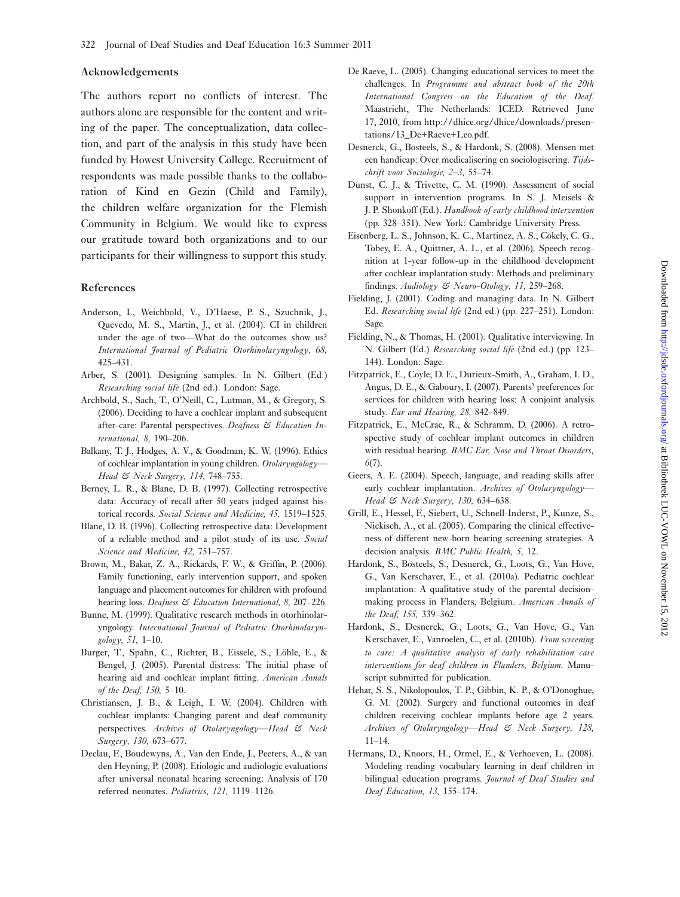### Acknowledgements

The authors report no conflicts of interest. The authors alone are responsible for the content and writing of the paper. The conceptualization, data collection, and part of the analysis in this study have been funded by Howest University College. Recruitment of respondents was made possible thanks to the collaboration of Kind en Gezin (Child and Family), the children welfare organization for the Flemish Community in Belgium. We would like to express our gratitude toward both organizations and to our participants for their willingness to support this study.

### References

Anderson, I., Weichbold, V., D'Haese, P. S., Szuchnik, J., Quevedo, M. S., Martin, J., et al. (2004). CI in children under the age of two—What do the outcomes show us? *International Journal of Pediatric Otorhinolaryngology, 68,* 425–431.

Arber, S. (2001). Designing samples. In N. Gilbert (Ed.) *Researching social life* (2nd ed.). London: Sage.

Archbold, S., Sach, T., O'Neill, C., Lutman, M., & Gregory, S. (2006). Deciding to have a cochlear implant and subsequent after-care: Parental perspectives. *Deafness & Education International, 8,* 190–206.

Balkany, T. J., Hodges, A. V., & Goodman, K. W. (1996). Ethics of cochlear implantation in young children. *Otolaryngology—Head & Neck Surgery, 114,* 748–755.

Berney, L. R., & Blane, D. B. (1997). Collecting retrospective data: Accuracy of recall after 50 years judged against historical records. *Social Science and Medicine, 45,* 1519–1525.

Blane, D. B. (1996). Collecting retrospective data: Development of a reliable method and a pilot study of its use. *Social Science and Medicine, 42,* 751–757.

Brown, M., Bakar, Z. A., Rickards, F. W., & Griffin, P. (2006). Family functioning, early intervention support, and spoken language and placement outcomes for children with profound hearing loss. *Deafness & Education International, 8,* 207–226.

Bunne, M. (1999). Qualitative research methods in otorhinolaryngology. *International Journal of Pediatric Otorhinolaryngology, 51,* 1–10.

Burger, T., Spahn, C., Richter, B., Eissele, S., Löhle, E., & Bengel, J. (2005). Parental distress: The initial phase of hearing aid and cochlear implant fitting. *American Annals of the Deaf, 150,* 5–10.

Christiansen, J. B., & Leigh, I. W. (2004). Children with cochlear implants: Changing parent and deaf community perspectives. *Archives of Otolaryngology—Head & Neck Surgery, 130,* 673–677.

Declau, F., Boudewyns, A., Van den Ende, J., Peeters, A., & van den Heyning, P. (2008). Etiologic and audiologic evaluations after universal neonatal hearing screening: Analysis of 170 referred neonates. *Pediatrics, 121,* 1119–1126.

De Raeve, L. (2005). Changing educational services to meet the challenges. In *Programme and abstract book of the 20th International Congress on the Education of the Deaf.* Maastricht, The Netherlands: ICED. Retrieved June 17, 2010, from http://dhice.org/dhice/downloads/presentations/13_De+Raeve+Leo.pdf.

Desnerck, G., Bosteels, S., & Hardonk, S. (2008). Mensen met een handicap: Over medicalisering en sociologisering. *Tijdschrift voor Sociologie, 2–3,* 55–74.

Dunst, C. J., & Trivette, C. M. (1990). Assessment of social support in intervention programs. In S. J. Meisels & J. P. Shonkoff (Ed.). *Handbook of early childhood intervention* (pp. 328–351). New York: Cambridge University Press.

Eisenberg, L. S., Johnson, K. C., Martinez, A. S., Cokely, C. G., Tobey, E. A., Quittner, A. L., et al. (2006). Speech recognition at 1-year follow-up in the childhood development after cochlear implantation study: Methods and preliminary findings. *Audiology & Neuro-Otology, 11,* 259–268.

Fielding, J. (2001). Coding and managing data. In N. Gilbert Ed. *Researching social life* (2nd ed.) (pp. 227–251). London: Sage.

Fielding, N., & Thomas, H. (2001). Qualitative interviewing. In N. Gilbert (Ed.) *Researching social life* (2nd ed.) (pp. 123–144). London: Sage.

Fitzpatrick, E., Coyle, D. E., Durieux-Smith, A., Graham, I. D., Angus, D. E., & Gaboury, I. (2007). Parents' preferences for services for children with hearing loss: A conjoint analysis study. *Ear and Hearing, 28,* 842–849.

Fitzpatrick, E., McCrae, R., & Schramm, D. (2006). A retrospective study of cochlear implant outcomes in children with residual hearing. *BMC Ear, Nose and Throat Disorders, 6*(7).

Geers, A. E. (2004). Speech, language, and reading skills after early cochlear implantation. *Archives of Otolaryngology—Head & Neck Surgery, 130,* 634–638.

Grill, E., Hessel, F., Siebert, U., Schnell-Inderst, P., Kunze, S., Nickisch, A., et al. (2005). Comparing the clinical effectiveness of different new-born hearing screening strategies. A decision analysis. *BMC Public Health, 5,* 12.

Hardonk, S., Bosteels, S., Desnerck, G., Loots, G., Van Hove, G., Van Kerschaver, E., et al. (2010a). Pediatric cochlear implantation: A qualitative study of the parental decision-making process in Flanders, Belgium. *American Annals of the Deaf, 155,* 339–362.

Hardonk, S., Desnerck, G., Loots, G., Van Hove, G., Van Kerschaver, E., Vanroelen, C., et al. (2010b). *From screening to care: A qualitative analysis of early rehabilitation care interventions for deaf children in Flanders, Belgium.* Manuscript submitted for publication.

Hehar, S. S., Nikolopoulos, T. P., Gibbin, K. P., & O'Donoghue, G. M. (2002). Surgery and functional outcomes in deaf children receiving cochlear implants before age 2 years. *Archives of Otolaryngology—Head & Neck Surgery, 128,* 11–14.

Hermans, D., Knoors, H., Ormel, E., & Verhoeven, L. (2008). Modeling reading vocabulary learning in deaf children in bilingual education programs. *Journal of Deaf Studies and Deaf Education, 13,* 155–174.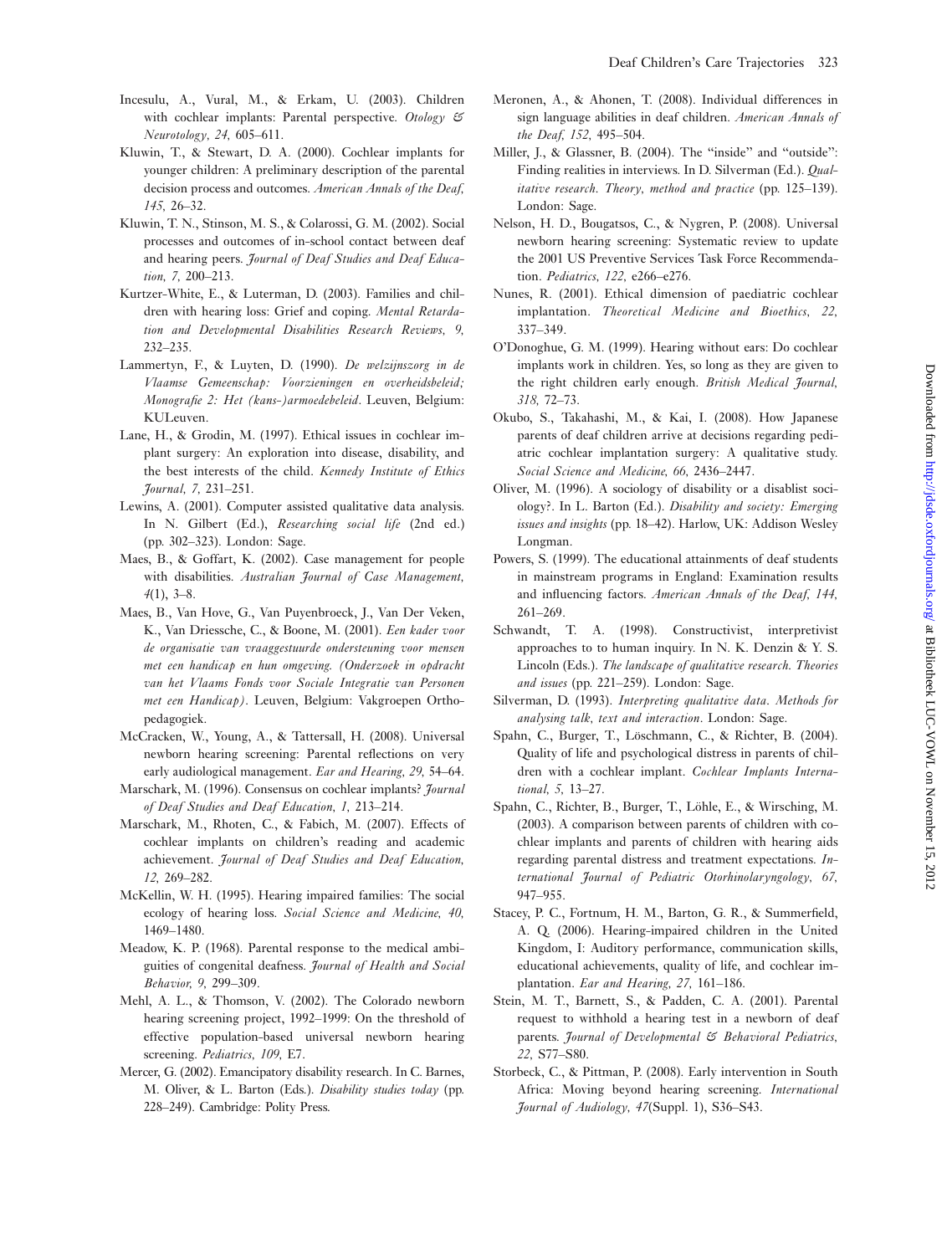Incesulu, A., Vural, M., & Erkam, U. (2003). Children with cochlear implants: Parental perspective. *Otology & Neurotology, 24,* 605–611.

Kluwin, T., & Stewart, D. A. (2000). Cochlear implants for younger children: A preliminary description of the parental decision process and outcomes. *American Annals of the Deaf, 145,* 26–32.

Kluwin, T. N., Stinson, M. S., & Colarossi, G. M. (2002). Social processes and outcomes of in-school contact between deaf and hearing peers. *Journal of Deaf Studies and Deaf Education, 7,* 200–213.

Kurtzer-White, E., & Luterman, D. (2003). Families and children with hearing loss: Grief and coping. *Mental Retardation and Developmental Disabilities Research Reviews, 9,* 232–235.

Lammertyn, F., & Luyten, D. (1990). *De welzijnszorg in de Vlaamse Gemeenschap: Voorzieningen en overheidsbeleid; Monografie 2: Het (kans-)armoedebeleid*. Leuven, Belgium: KULeuven.

Lane, H., & Grodin, M. (1997). Ethical issues in cochlear implant surgery: An exploration into disease, disability, and the best interests of the child. *Kennedy Institute of Ethics Journal, 7,* 231–251.

Lewins, A. (2001). Computer assisted qualitative data analysis. In N. Gilbert (Ed.), *Researching social life* (2nd ed.) (pp. 302–323). London: Sage.

Maes, B., & Goffart, K. (2002). Case management for people with disabilities. *Australian Journal of Case Management, 4*(1), 3–8.

Maes, B., Van Hove, G., Van Puyenbroeck, J., Van Der Veken, K., Van Driessche, C., & Boone, M. (2001). *Een kader voor de organisatie van vraaggestuurde ondersteuning voor mensen met een handicap en hun omgeving. (Onderzoek in opdracht van het Vlaams Fonds voor Sociale Integratie van Personen met een Handicap)*. Leuven, Belgium: Vakgroepen Orthopedagogiek.

McCracken, W., Young, A., & Tattersall, H. (2008). Universal newborn hearing screening: Parental reflections on very early audiological management. *Ear and Hearing, 29,* 54–64.

Marschark, M. (1996). Consensus on cochlear implants? *Journal of Deaf Studies and Deaf Education, 1,* 213–214.

Marschark, M., Rhoten, C., & Fabich, M. (2007). Effects of cochlear implants on children's reading and academic achievement. *Journal of Deaf Studies and Deaf Education, 12,* 269–282.

McKellin, W. H. (1995). Hearing impaired families: The social ecology of hearing loss. *Social Science and Medicine, 40,* 1469–1480.

Meadow, K. P. (1968). Parental response to the medical ambiguities of congenital deafness. *Journal of Health and Social Behavior, 9,* 299–309.

Mehl, A. L., & Thomson, V. (2002). The Colorado newborn hearing screening project, 1992–1999: On the threshold of effective population-based universal newborn hearing screening. *Pediatrics, 109,* E7.

Mercer, G. (2002). Emancipatory disability research. In C. Barnes, M. Oliver, & L. Barton (Eds.). *Disability studies today* (pp. 228–249). Cambridge: Polity Press.

Meronen, A., & Ahonen, T. (2008). Individual differences in sign language abilities in deaf children. *American Annals of the Deaf, 152,* 495–504.

Miller, J., & Glassner, B. (2004). The "inside" and "outside": Finding realities in interviews. In D. Silverman (Ed.). *Qualitative research. Theory, method and practice* (pp. 125–139). London: Sage.

Nelson, H. D., Bougatsos, C., & Nygren, P. (2008). Universal newborn hearing screening: Systematic review to update the 2001 US Preventive Services Task Force Recommendation. *Pediatrics, 122,* e266–e276.

Nunes, R. (2001). Ethical dimension of paediatric cochlear implantation. *Theoretical Medicine and Bioethics, 22,* 337–349.

O'Donoghue, G. M. (1999). Hearing without ears: Do cochlear implants work in children. Yes, so long as they are given to the right children early enough. *British Medical Journal, 318,* 72–73.

Okubo, S., Takahashi, M., & Kai, I. (2008). How Japanese parents of deaf children arrive at decisions regarding pediatric cochlear implantation surgery: A qualitative study. *Social Science and Medicine, 66,* 2436–2447.

Oliver, M. (1996). A sociology of disability or a disablist sociology?. In L. Barton (Ed.). *Disability and society: Emerging issues and insights* (pp. 18–42). Harlow, UK: Addison Wesley Longman.

Powers, S. (1999). The educational attainments of deaf students in mainstream programs in England: Examination results and influencing factors. *American Annals of the Deaf, 144,* 261–269.

Schwandt, T. A. (1998). Constructivist, interpretivist approaches to to human inquiry. In N. K. Denzin & Y. S. Lincoln (Eds.). *The landscape of qualitative research. Theories and issues* (pp. 221–259). London: Sage.

Silverman, D. (1993). *Interpreting qualitative data. Methods for analysing talk, text and interaction*. London: Sage.

Spahn, C., Burger, T., Löschmann, C., & Richter, B. (2004). Quality of life and psychological distress in parents of children with a cochlear implant. *Cochlear Implants International, 5,* 13–27.

Spahn, C., Richter, B., Burger, T., Löhle, E., & Wirsching, M. (2003). A comparison between parents of children with cochlear implants and parents of children with hearing aids regarding parental distress and treatment expectations. *International Journal of Pediatric Otorhinolaryngology, 67,* 947–955.

Stacey, P. C., Fortnum, H. M., Barton, G. R., & Summerfield, A. Q. (2006). Hearing-impaired children in the United Kingdom, I: Auditory performance, communication skills, educational achievements, quality of life, and cochlear implantation. *Ear and Hearing, 27,* 161–186.

Stein, M. T., Barnett, S., & Padden, C. A. (2001). Parental request to withhold a hearing test in a newborn of deaf parents. *Journal of Developmental & Behavioral Pediatrics, 22,* S77–S80.

Storbeck, C., & Pittman, P. (2008). Early intervention in South Africa: Moving beyond hearing screening. *International Journal of Audiology, 47*(Suppl. 1), S36–S43.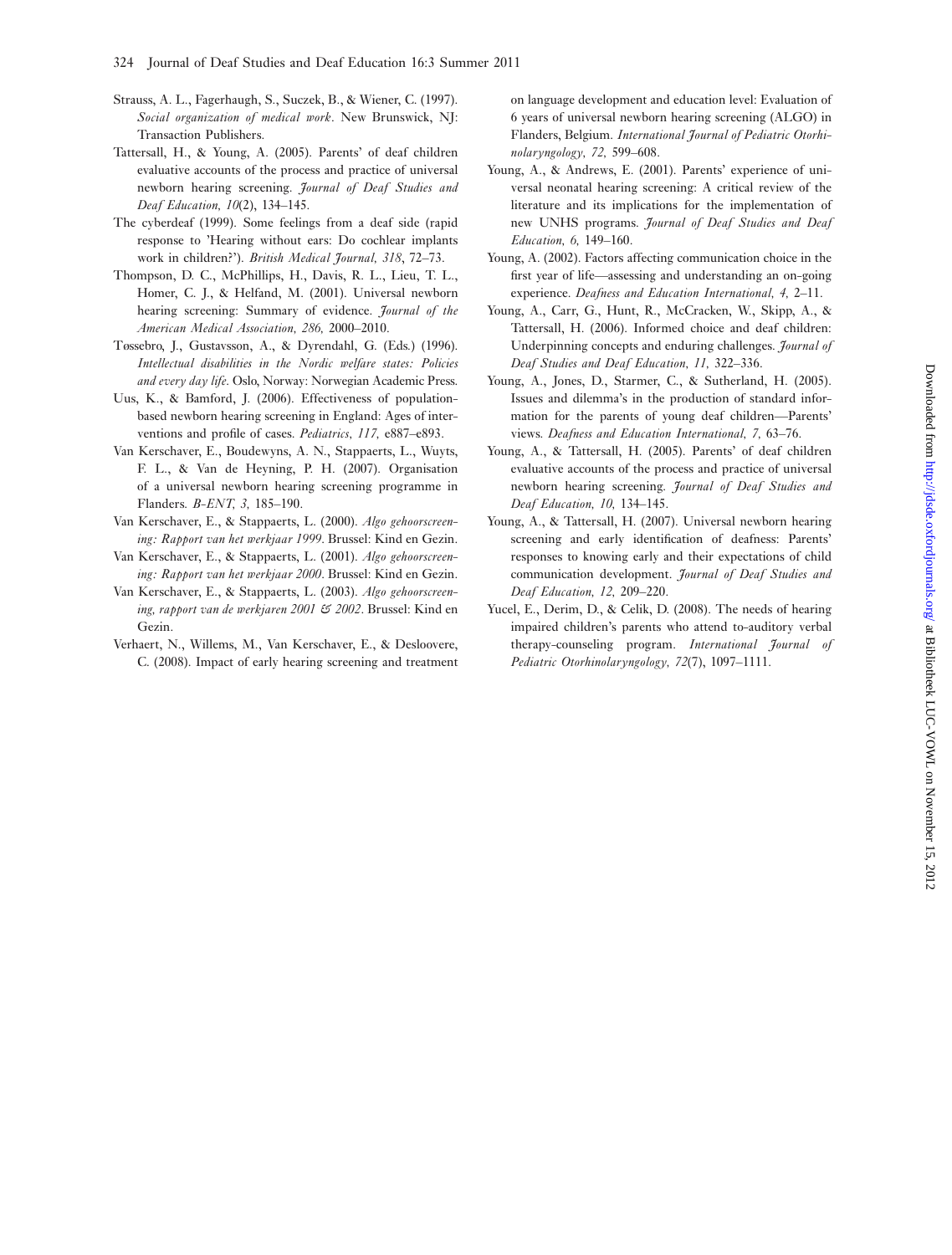Strauss, A. L., Fagerhaugh, S., Suczek, B., & Wiener, C. (1997). *Social organization of medical work*. New Brunswick, NJ: Transaction Publishers.

Tattersall, H., & Young, A. (2005). Parents' of deaf children evaluative accounts of the process and practice of universal newborn hearing screening. *Journal of Deaf Studies and Deaf Education, 10*(2), 134–145.

The cyberdeaf (1999). Some feelings from a deaf side (rapid response to 'Hearing without ears: Do cochlear implants work in children?'). *British Medical Journal, 318*, 72–73.

Thompson, D. C., McPhillips, H., Davis, R. L., Lieu, T. L., Homer, C. J., & Helfand, M. (2001). Universal newborn hearing screening: Summary of evidence. *Journal of the American Medical Association, 286,* 2000–2010.

Tøssebro, J., Gustavsson, A., & Dyrendahl, G. (Eds.) (1996). *Intellectual disabilities in the Nordic welfare states: Policies and every day life*. Oslo, Norway: Norwegian Academic Press.

Uus, K., & Bamford, J. (2006). Effectiveness of population-based newborn hearing screening in England: Ages of interventions and profile of cases. *Pediatrics, 117,* e887–e893.

Van Kerschaver, E., Boudewyns, A. N., Stappaerts, L., Wuyts, F. L., & Van de Heyning, P. H. (2007). Organisation of a universal newborn hearing screening programme in Flanders. *B-ENT, 3,* 185–190.

Van Kerschaver, E., & Stappaerts, L. (2000). *Algo gehoorscreening: Rapport van het werkjaar 1999*. Brussel: Kind en Gezin.

Van Kerschaver, E., & Stappaerts, L. (2001). *Algo gehoorscreening: Rapport van het werkjaar 2000*. Brussel: Kind en Gezin.

Van Kerschaver, E., & Stappaerts, L. (2003). *Algo gehoorscreening, rapport van de werkjaren 2001 & 2002*. Brussel: Kind en Gezin.

Verhaert, N., Willems, M., Van Kerschaver, E., & Desloovere, C. (2008). Impact of early hearing screening and treatment on language development and education level: Evaluation of 6 years of universal newborn hearing screening (ALGO) in Flanders, Belgium. *International Journal of Pediatric Otorhinolaryngology, 72,* 599–608.

Young, A., & Andrews, E. (2001). Parents' experience of universal neonatal hearing screening: A critical review of the literature and its implications for the implementation of new UNHS programs. *Journal of Deaf Studies and Deaf Education, 6,* 149–160.

Young, A. (2002). Factors affecting communication choice in the first year of life—assessing and understanding an on-going experience. *Deafness and Education International, 4,* 2–11.

Young, A., Carr, G., Hunt, R., McCracken, W., Skipp, A., & Tattersall, H. (2006). Informed choice and deaf children: Underpinning concepts and enduring challenges. *Journal of Deaf Studies and Deaf Education, 11,* 322–336.

Young, A., Jones, D., Starmer, C., & Sutherland, H. (2005). Issues and dilemma's in the production of standard information for the parents of young deaf children—Parents' views. *Deafness and Education International, 7,* 63–76.

Young, A., & Tattersall, H. (2005). Parents' of deaf children evaluative accounts of the process and practice of universal newborn hearing screening. *Journal of Deaf Studies and Deaf Education, 10,* 134–145.

Young, A., & Tattersall, H. (2007). Universal newborn hearing screening and early identification of deafness: Parents' responses to knowing early and their expectations of child communication development. *Journal of Deaf Studies and Deaf Education, 12,* 209–220.

Yucel, E., Derim, D., & Celik, D. (2008). The needs of hearing impaired children's parents who attend to-auditory verbal therapy-counseling program. *International Journal of Pediatric Otorhinolaryngology, 72*(7), 1097–1111.